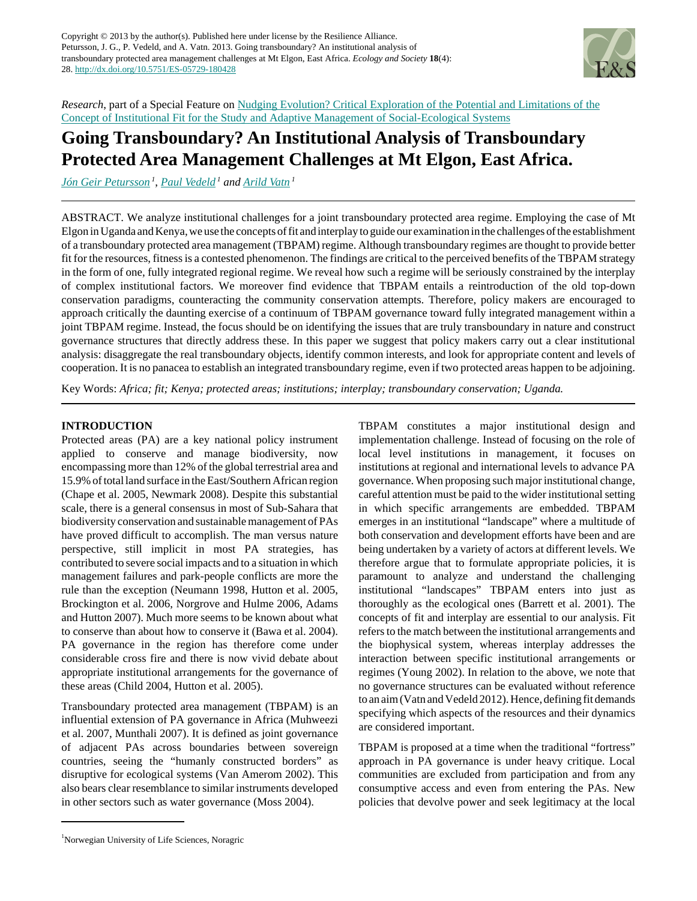Copyright © 2013 by the author(s). Published here under license by the Resilience Alliance.
Petursson, J. G., P. Vedeld, and A. Vatn. 2013. Going transboundary? An institutional analysis of transboundary protected area management challenges at Mt Elgon, East Africa. *Ecology and Society* **18**(4): 28. http://dx.doi.org/10.5751/ES-05729-180428

*Research*, part of a Special Feature on Nudging Evolution? Critical Exploration of the Potential and Limitations of the Concept of Institutional Fit for the Study and Adaptive Management of Social-Ecological Systems

# Going Transboundary? An Institutional Analysis of Transboundary Protected Area Management Challenges at Mt Elgon, East Africa.

*Jón Geir Petursson* [1], *Paul Vedeld* [1] and *Arild Vatn* [1]

ABSTRACT. We analyze institutional challenges for a joint transboundary protected area regime. Employing the case of Mt Elgon in Uganda and Kenya, we use the concepts of fit and interplay to guide our examination in the challenges of the establishment of a transboundary protected area management (TBPAM) regime. Although transboundary regimes are thought to provide better fit for the resources, fitness is a contested phenomenon. The findings are critical to the perceived benefits of the TBPAM strategy in the form of one, fully integrated regional regime. We reveal how such a regime will be seriously constrained by the interplay of complex institutional factors. We moreover find evidence that TBPAM entails a reintroduction of the old top-down conservation paradigms, counteracting the community conservation attempts. Therefore, policy makers are encouraged to approach critically the daunting exercise of a continuum of TBPAM governance toward fully integrated management within a joint TBPAM regime. Instead, the focus should be on identifying the issues that are truly transboundary in nature and construct governance structures that directly address these. In this paper we suggest that policy makers carry out a clear institutional analysis: disaggregate the real transboundary objects, identify common interests, and look for appropriate content and levels of cooperation. It is no panacea to establish an integrated transboundary regime, even if two protected areas happen to be adjoining.

Key Words: *Africa; fit; Kenya; protected areas; institutions; interplay; transboundary conservation; Uganda.*

## INTRODUCTION

Protected areas (PA) are a key national policy instrument applied to conserve and manage biodiversity, now encompassing more than 12% of the global terrestrial area and 15.9% of total land surface in the East/Southern African region (Chape et al. 2005, Newmark 2008). Despite this substantial scale, there is a general consensus in most of Sub-Sahara that biodiversity conservation and sustainable management of PAs have proved difficult to accomplish. The man versus nature perspective, still implicit in most PA strategies, has contributed to severe social impacts and to a situation in which management failures and park-people conflicts are more the rule than the exception (Neumann 1998, Hutton et al. 2005, Brockington et al. 2006, Norgrove and Hulme 2006, Adams and Hutton 2007). Much more seems to be known about what to conserve than about how to conserve it (Bawa et al. 2004). PA governance in the region has therefore come under considerable cross fire and there is now vivid debate about appropriate institutional arrangements for the governance of these areas (Child 2004, Hutton et al. 2005).

Transboundary protected area management (TBPAM) is an influential extension of PA governance in Africa (Muhweezi et al. 2007, Munthali 2007). It is defined as joint governance of adjacent PAs across boundaries between sovereign countries, seeing the "humanly constructed borders" as disruptive for ecological systems (Van Amerom 2002). This also bears clear resemblance to similar instruments developed in other sectors such as water governance (Moss 2004).

TBPAM constitutes a major institutional design and implementation challenge. Instead of focusing on the role of local level institutions in management, it focuses on institutions at regional and international levels to advance PA governance. When proposing such major institutional change, careful attention must be paid to the wider institutional setting in which specific arrangements are embedded. TBPAM emerges in an institutional "landscape" where a multitude of both conservation and development efforts have been and are being undertaken by a variety of actors at different levels. We therefore argue that to formulate appropriate policies, it is paramount to analyze and understand the challenging institutional "landscapes" TBPAM enters into just as thoroughly as the ecological ones (Barrett et al. 2001). The concepts of fit and interplay are essential to our analysis. Fit refers to the match between the institutional arrangements and the biophysical system, whereas interplay addresses the interaction between specific institutional arrangements or regimes (Young 2002). In relation to the above, we note that no governance structures can be evaluated without reference to an aim (Vatn and Vedeld 2012). Hence, defining fit demands specifying which aspects of the resources and their dynamics are considered important.

TBPAM is proposed at a time when the traditional "fortress" approach in PA governance is under heavy critique. Local communities are excluded from participation and from any consumptive access and even from entering the PAs. New policies that devolve power and seek legitimacy at the local

[1] Norwegian University of Life Sciences, Noragric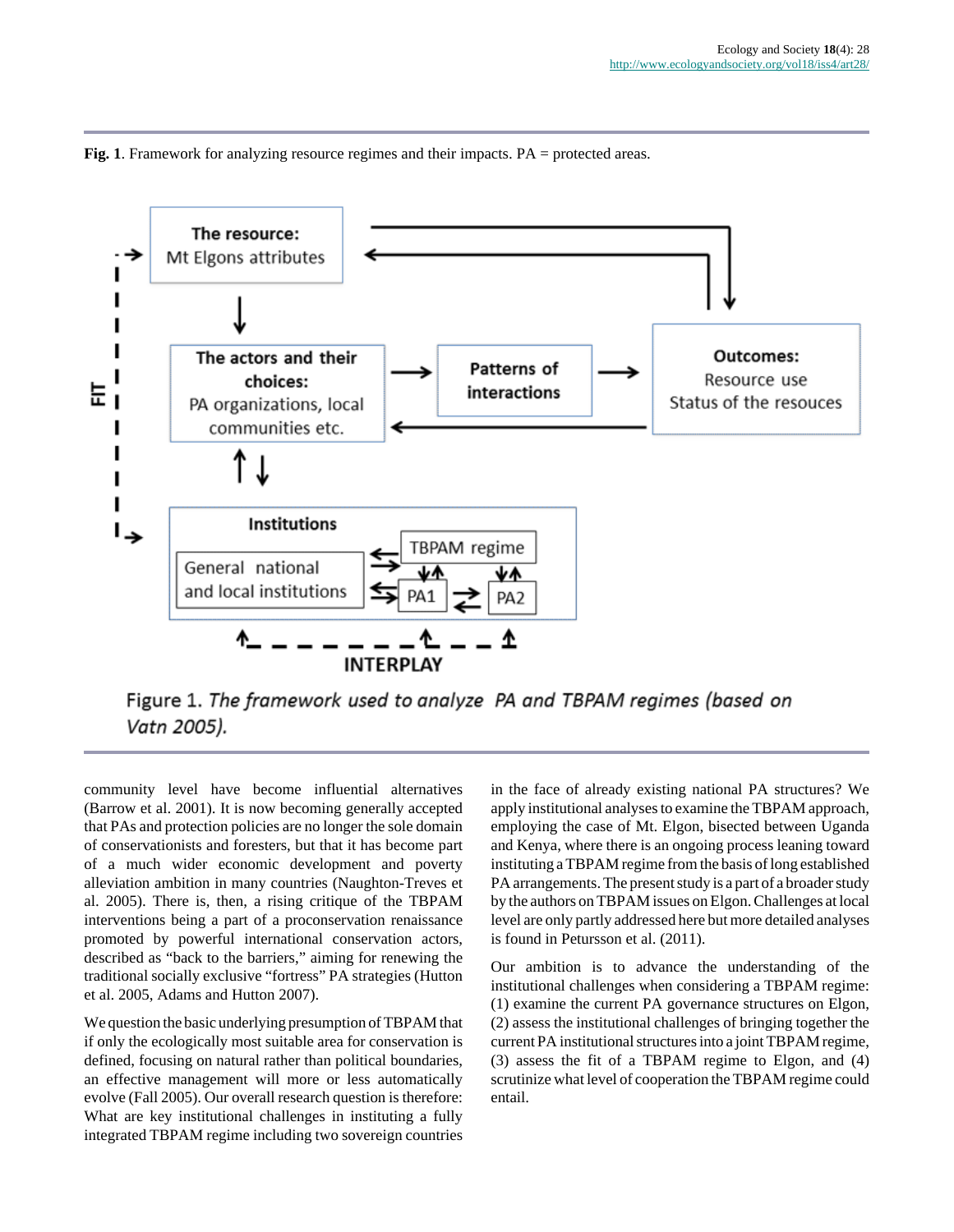**Fig. 1**. Framework for analyzing resource regimes and their impacts. PA = protected areas.

community level have become influential alternatives (Barrow et al. 2001). It is now becoming generally accepted that PAs and protection policies are no longer the sole domain of conservationists and foresters, but that it has become part of a much wider economic development and poverty alleviation ambition in many countries (Naughton-Treves et al. 2005). There is, then, a rising critique of the TBPAM interventions being a part of a proconservation renaissance promoted by powerful international conservation actors, described as "back to the barriers," aiming for renewing the traditional socially exclusive "fortress" PA strategies (Hutton et al. 2005, Adams and Hutton 2007).

We question the basic underlying presumption of TBPAM that if only the ecologically most suitable area for conservation is defined, focusing on natural rather than political boundaries, an effective management will more or less automatically evolve (Fall 2005). Our overall research question is therefore: What are key institutional challenges in instituting a fully integrated TBPAM regime including two sovereign countries in the face of already existing national PA structures? We apply institutional analyses to examine the TBPAM approach, employing the case of Mt. Elgon, bisected between Uganda and Kenya, where there is an ongoing process leaning toward instituting a TBPAM regime from the basis of long established PA arrangements. The present study is a part of a broader study by the authors on TBPAM issues on Elgon. Challenges at local level are only partly addressed here but more detailed analyses is found in Petursson et al. (2011).

Our ambition is to advance the understanding of the institutional challenges when considering a TBPAM regime: (1) examine the current PA governance structures on Elgon, (2) assess the institutional challenges of bringing together the current PA institutional structures into a joint TBPAM regime, (3) assess the fit of a TBPAM regime to Elgon, and (4) scrutinize what level of cooperation the TBPAM regime could entail.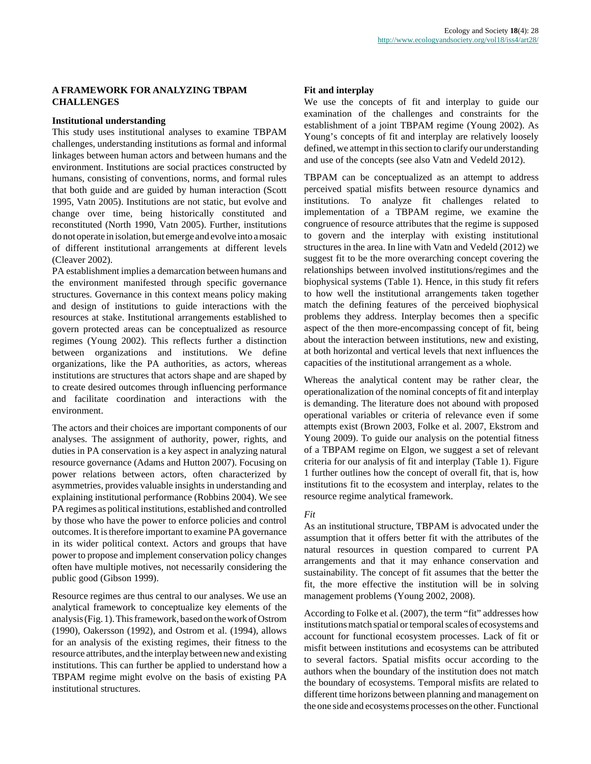## A FRAMEWORK FOR ANALYZING TBPAM CHALLENGES

### Institutional understanding

This study uses institutional analyses to examine TBPAM challenges, understanding institutions as formal and informal linkages between human actors and between humans and the environment. Institutions are social practices constructed by humans, consisting of conventions, norms, and formal rules that both guide and are guided by human interaction (Scott 1995, Vatn 2005). Institutions are not static, but evolve and change over time, being historically constituted and reconstituted (North 1990, Vatn 2005). Further, institutions do not operate in isolation, but emerge and evolve into a mosaic of different institutional arrangements at different levels (Cleaver 2002).

PA establishment implies a demarcation between humans and the environment manifested through specific governance structures. Governance in this context means policy making and design of institutions to guide interactions with the resources at stake. Institutional arrangements established to govern protected areas can be conceptualized as resource regimes (Young 2002). This reflects further a distinction between organizations and institutions. We define organizations, like the PA authorities, as actors, whereas institutions are structures that actors shape and are shaped by to create desired outcomes through influencing performance and facilitate coordination and interactions with the environment.

The actors and their choices are important components of our analyses. The assignment of authority, power, rights, and duties in PA conservation is a key aspect in analyzing natural resource governance (Adams and Hutton 2007). Focusing on power relations between actors, often characterized by asymmetries, provides valuable insights in understanding and explaining institutional performance (Robbins 2004). We see PA regimes as political institutions, established and controlled by those who have the power to enforce policies and control outcomes. It is therefore important to examine PA governance in its wider political context. Actors and groups that have power to propose and implement conservation policy changes often have multiple motives, not necessarily considering the public good (Gibson 1999).

Resource regimes are thus central to our analyses. We use an analytical framework to conceptualize key elements of the analysis (Fig. 1). This framework, based on the work of Ostrom (1990), Oakersson (1992), and Ostrom et al. (1994), allows for an analysis of the existing regimes, their fitness to the resource attributes, and the interplay between new and existing institutions. This can further be applied to understand how a TBPAM regime might evolve on the basis of existing PA institutional structures.

### Fit and interplay

We use the concepts of fit and interplay to guide our examination of the challenges and constraints for the establishment of a joint TBPAM regime (Young 2002). As Young's concepts of fit and interplay are relatively loosely defined, we attempt in this section to clarify our understanding and use of the concepts (see also Vatn and Vedeld 2012).

TBPAM can be conceptualized as an attempt to address perceived spatial misfits between resource dynamics and institutions. To analyze fit challenges related to implementation of a TBPAM regime, we examine the congruence of resource attributes that the regime is supposed to govern and the interplay with existing institutional structures in the area. In line with Vatn and Vedeld (2012) we suggest fit to be the more overarching concept covering the relationships between involved institutions/regimes and the biophysical systems (Table 1). Hence, in this study fit refers to how well the institutional arrangements taken together match the defining features of the perceived biophysical problems they address. Interplay becomes then a specific aspect of the then more-encompassing concept of fit, being about the interaction between institutions, new and existing, at both horizontal and vertical levels that next influences the capacities of the institutional arrangement as a whole.

Whereas the analytical content may be rather clear, the operationalization of the nominal concepts of fit and interplay is demanding. The literature does not abound with proposed operational variables or criteria of relevance even if some attempts exist (Brown 2003, Folke et al. 2007, Ekstrom and Young 2009). To guide our analysis on the potential fitness of a TBPAM regime on Elgon, we suggest a set of relevant criteria for our analysis of fit and interplay (Table 1). Figure 1 further outlines how the concept of overall fit, that is, how institutions fit to the ecosystem and interplay, relates to the resource regime analytical framework.

*Fit*

As an institutional structure, TBPAM is advocated under the assumption that it offers better fit with the attributes of the natural resources in question compared to current PA arrangements and that it may enhance conservation and sustainability. The concept of fit assumes that the better the fit, the more effective the institution will be in solving management problems (Young 2002, 2008).

According to Folke et al. (2007), the term "fit" addresses how institutions match spatial or temporal scales of ecosystems and account for functional ecosystem processes. Lack of fit or misfit between institutions and ecosystems can be attributed to several factors. Spatial misfits occur according to the authors when the boundary of the institution does not match the boundary of ecosystems. Temporal misfits are related to different time horizons between planning and management on the one side and ecosystems processes on the other. Functional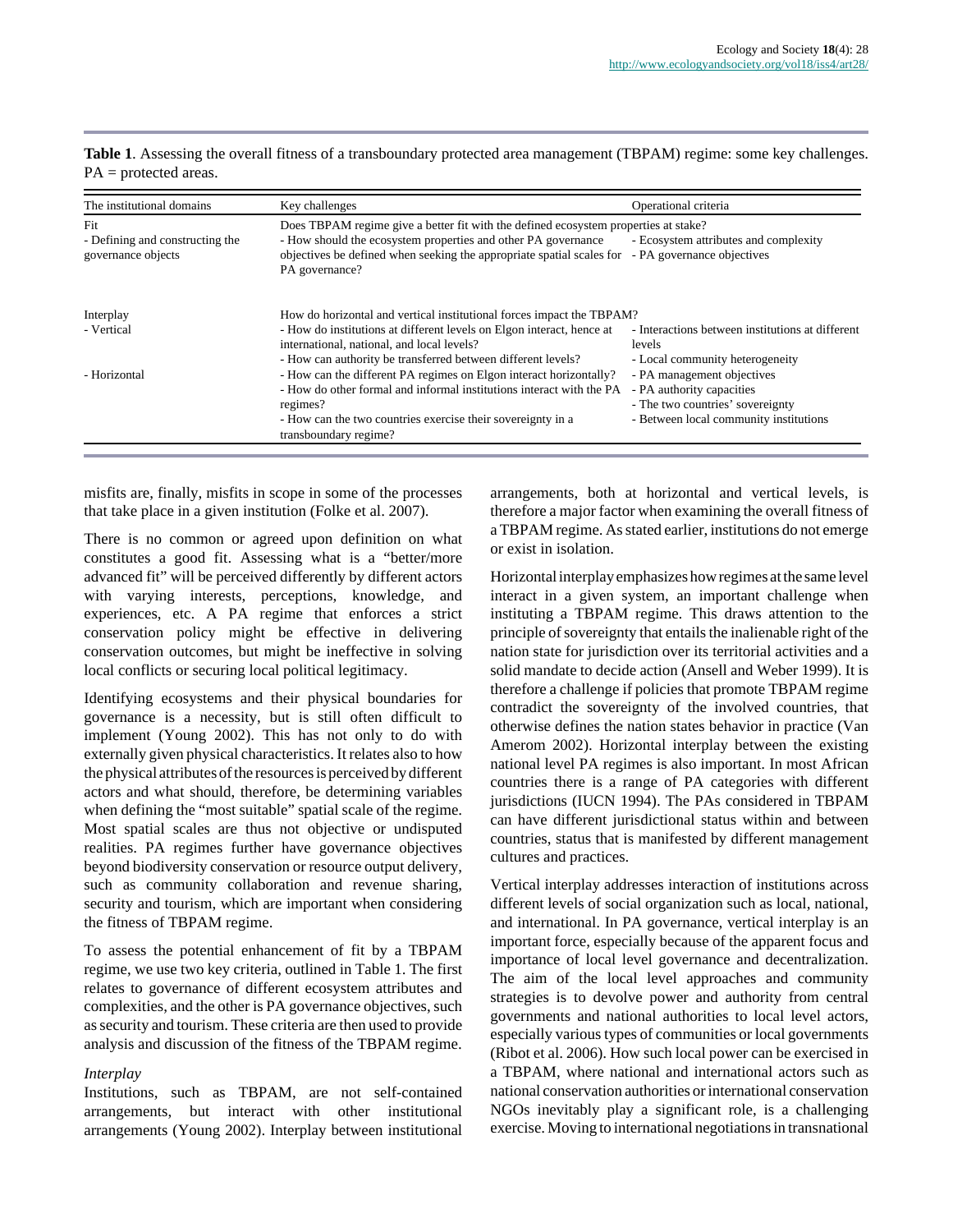**Table 1**. Assessing the overall fitness of a transboundary protected area management (TBPAM) regime: some key challenges. PA = protected areas.

| The institutional domains | Key challenges | Operational criteria |
|---|---|---|
| Fit | Does TBPAM regime give a better fit with the defined ecosystem properties at stake? | |
| - Defining and constructing the governance objects | - How should the ecosystem properties and other PA governance objectives be defined when seeking the appropriate spatial scales for PA governance? | - Ecosystem attributes and complexity<br>- PA governance objectives |
| Interplay | How do horizontal and vertical institutional forces impact the TBPAM? | |
| - Vertical | - How do institutions at different levels on Elgon interact, hence at international, national, and local levels?<br>- How can authority be transferred between different levels? | - Interactions between institutions at different levels<br>- Local community heterogeneity |
| - Horizontal | - How can the different PA regimes on Elgon interact horizontally?<br>- How do other formal and informal institutions interact with the PA regimes?<br>- How can the two countries exercise their sovereignty in a transboundary regime? | - PA management objectives<br>- PA authority capacities<br>- The two countries' sovereignty<br>- Between local community institutions |

misfits are, finally, misfits in scope in some of the processes that take place in a given institution (Folke et al. 2007).

There is no common or agreed upon definition on what constitutes a good fit. Assessing what is a "better/more advanced fit" will be perceived differently by different actors with varying interests, perceptions, knowledge, and experiences, etc. A PA regime that enforces a strict conservation policy might be effective in delivering conservation outcomes, but might be ineffective in solving local conflicts or securing local political legitimacy.

Identifying ecosystems and their physical boundaries for governance is a necessity, but is still often difficult to implement (Young 2002). This has not only to do with externally given physical characteristics. It relates also to how the physical attributes of the resources is perceived by different actors and what should, therefore, be determining variables when defining the "most suitable" spatial scale of the regime. Most spatial scales are thus not objective or undisputed realities. PA regimes further have governance objectives beyond biodiversity conservation or resource output delivery, such as community collaboration and revenue sharing, security and tourism, which are important when considering the fitness of TBPAM regime.

To assess the potential enhancement of fit by a TBPAM regime, we use two key criteria, outlined in Table 1. The first relates to governance of different ecosystem attributes and complexities, and the other is PA governance objectives, such as security and tourism. These criteria are then used to provide analysis and discussion of the fitness of the TBPAM regime.

*Interplay*

Institutions, such as TBPAM, are not self-contained arrangements, but interact with other institutional arrangements (Young 2002). Interplay between institutional arrangements, both at horizontal and vertical levels, is therefore a major factor when examining the overall fitness of a TBPAM regime. As stated earlier, institutions do not emerge or exist in isolation.

Horizontal interplay emphasizes how regimes at the same level interact in a given system, an important challenge when instituting a TBPAM regime. This draws attention to the principle of sovereignty that entails the inalienable right of the nation state for jurisdiction over its territorial activities and a solid mandate to decide action (Ansell and Weber 1999). It is therefore a challenge if policies that promote TBPAM regime contradict the sovereignty of the involved countries, that otherwise defines the nation states behavior in practice (Van Amerom 2002). Horizontal interplay between the existing national level PA regimes is also important. In most African countries there is a range of PA categories with different jurisdictions (IUCN 1994). The PAs considered in TBPAM can have different jurisdictional status within and between countries, status that is manifested by different management cultures and practices.

Vertical interplay addresses interaction of institutions across different levels of social organization such as local, national, and international. In PA governance, vertical interplay is an important force, especially because of the apparent focus and importance of local level governance and decentralization. The aim of the local level approaches and community strategies is to devolve power and authority from central governments and national authorities to local level actors, especially various types of communities or local governments (Ribot et al. 2006). How such local power can be exercised in a TBPAM, where national and international actors such as national conservation authorities or international conservation NGOs inevitably play a significant role, is a challenging exercise. Moving to international negotiations in transnational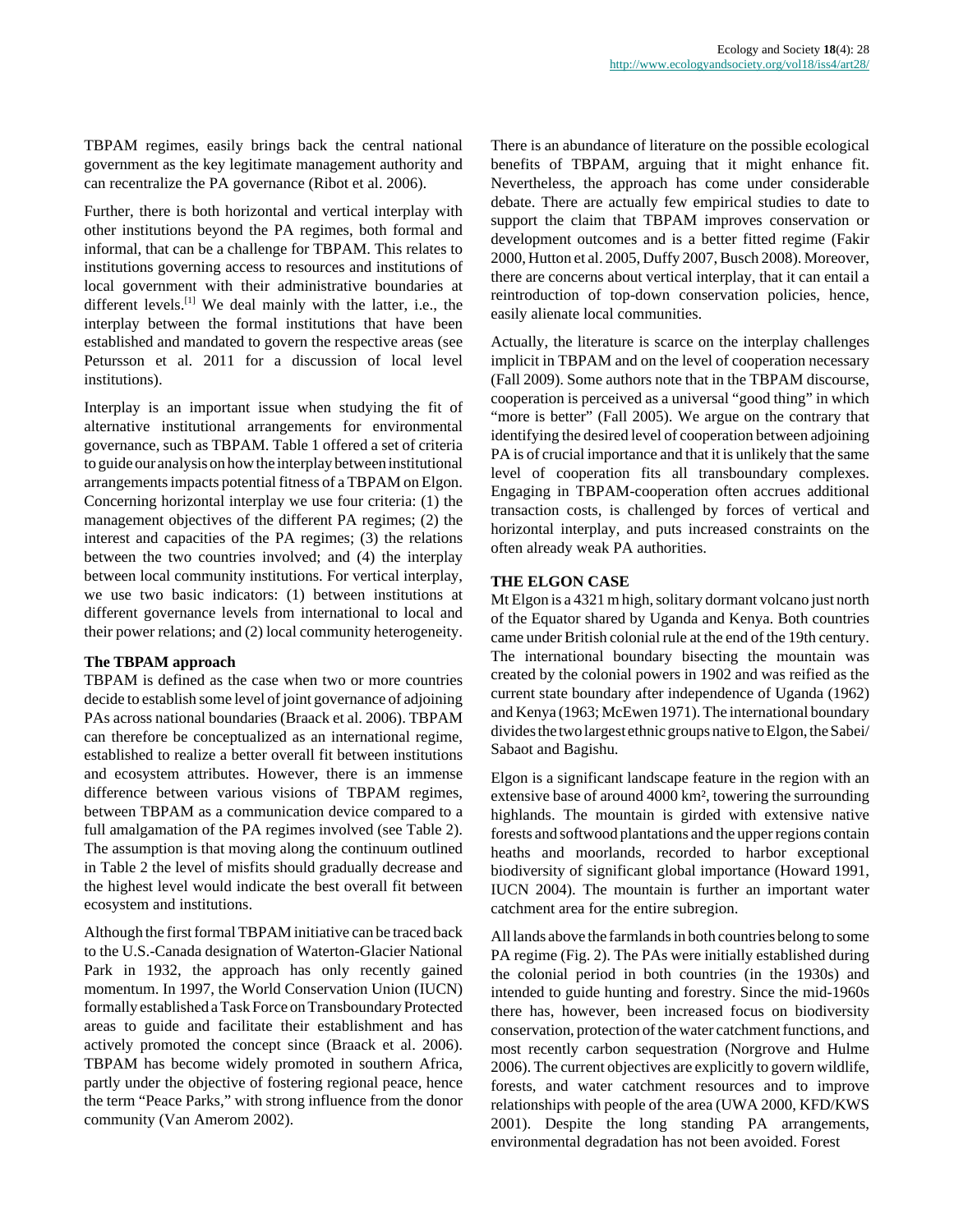TBPAM regimes, easily brings back the central national government as the key legitimate management authority and can recentralize the PA governance (Ribot et al. 2006).

Further, there is both horizontal and vertical interplay with other institutions beyond the PA regimes, both formal and informal, that can be a challenge for TBPAM. This relates to institutions governing access to resources and institutions of local government with their administrative boundaries at different levels.[1] We deal mainly with the latter, i.e., the interplay between the formal institutions that have been established and mandated to govern the respective areas (see Petursson et al. 2011 for a discussion of local level institutions).

Interplay is an important issue when studying the fit of alternative institutional arrangements for environmental governance, such as TBPAM. Table 1 offered a set of criteria to guide our analysis on how the interplay between institutional arrangements impacts potential fitness of a TBPAM on Elgon. Concerning horizontal interplay we use four criteria: (1) the management objectives of the different PA regimes; (2) the interest and capacities of the PA regimes; (3) the relations between the two countries involved; and (4) the interplay between local community institutions. For vertical interplay, we use two basic indicators: (1) between institutions at different governance levels from international to local and their power relations; and (2) local community heterogeneity.

### The TBPAM approach

TBPAM is defined as the case when two or more countries decide to establish some level of joint governance of adjoining PAs across national boundaries (Braack et al. 2006). TBPAM can therefore be conceptualized as an international regime, established to realize a better overall fit between institutions and ecosystem attributes. However, there is an immense difference between various visions of TBPAM regimes, between TBPAM as a communication device compared to a full amalgamation of the PA regimes involved (see Table 2). The assumption is that moving along the continuum outlined in Table 2 the level of misfits should gradually decrease and the highest level would indicate the best overall fit between ecosystem and institutions.

Although the first formal TBPAM initiative can be traced back to the U.S.-Canada designation of Waterton-Glacier National Park in 1932, the approach has only recently gained momentum. In 1997, the World Conservation Union (IUCN) formally established a Task Force on Transboundary Protected areas to guide and facilitate their establishment and has actively promoted the concept since (Braack et al. 2006). TBPAM has become widely promoted in southern Africa, partly under the objective of fostering regional peace, hence the term "Peace Parks," with strong influence from the donor community (Van Amerom 2002).

There is an abundance of literature on the possible ecological benefits of TBPAM, arguing that it might enhance fit. Nevertheless, the approach has come under considerable debate. There are actually few empirical studies to date to support the claim that TBPAM improves conservation or development outcomes and is a better fitted regime (Fakir 2000, Hutton et al. 2005, Duffy 2007, Busch 2008). Moreover, there are concerns about vertical interplay, that it can entail a reintroduction of top-down conservation policies, hence, easily alienate local communities.

Actually, the literature is scarce on the interplay challenges implicit in TBPAM and on the level of cooperation necessary (Fall 2009). Some authors note that in the TBPAM discourse, cooperation is perceived as a universal "good thing" in which "more is better" (Fall 2005). We argue on the contrary that identifying the desired level of cooperation between adjoining PA is of crucial importance and that it is unlikely that the same level of cooperation fits all transboundary complexes. Engaging in TBPAM-cooperation often accrues additional transaction costs, is challenged by forces of vertical and horizontal interplay, and puts increased constraints on the often already weak PA authorities.

## THE ELGON CASE

Mt Elgon is a 4321 m high, solitary dormant volcano just north of the Equator shared by Uganda and Kenya. Both countries came under British colonial rule at the end of the 19th century. The international boundary bisecting the mountain was created by the colonial powers in 1902 and was reified as the current state boundary after independence of Uganda (1962) and Kenya (1963; McEwen 1971). The international boundary divides the two largest ethnic groups native to Elgon, the Sabei/Sabaot and Bagishu.

Elgon is a significant landscape feature in the region with an extensive base of around 4000 km², towering the surrounding highlands. The mountain is girded with extensive native forests and softwood plantations and the upper regions contain heaths and moorlands, recorded to harbor exceptional biodiversity of significant global importance (Howard 1991, IUCN 2004). The mountain is further an important water catchment area for the entire subregion.

All lands above the farmlands in both countries belong to some PA regime (Fig. 2). The PAs were initially established during the colonial period in both countries (in the 1930s) and intended to guide hunting and forestry. Since the mid-1960s there has, however, been increased focus on biodiversity conservation, protection of the water catchment functions, and most recently carbon sequestration (Norgrove and Hulme 2006). The current objectives are explicitly to govern wildlife, forests, and water catchment resources and to improve relationships with people of the area (UWA 2000, KFD/KWS 2001). Despite the long standing PA arrangements, environmental degradation has not been avoided. Forest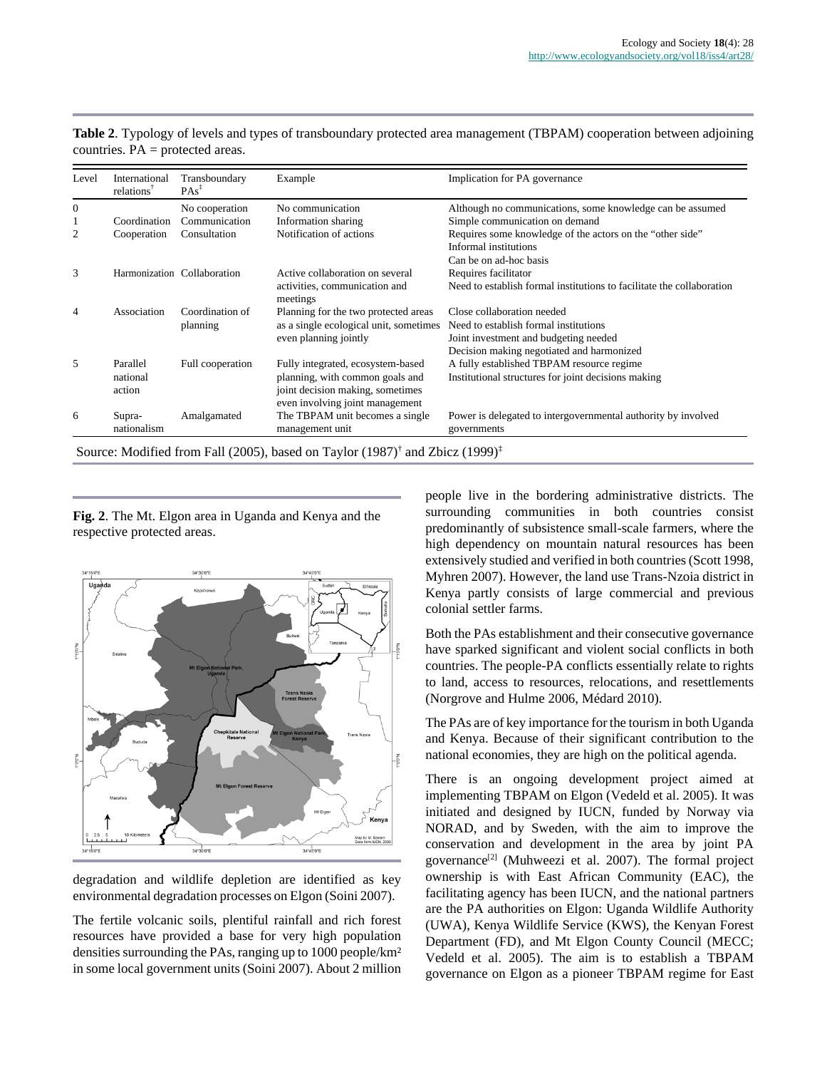**Table 2**. Typology of levels and types of transboundary protected area management (TBPAM) cooperation between adjoining countries. PA = protected areas.

| Level | International relations† | Transboundary PAs‡ | Example | Implication for PA governance |
|---|---|---|---|---|
| 0 | | No cooperation | No communication | Although no communications, some knowledge can be assumed |
| 1 | Coordination | Communication | Information sharing | Simple communication on demand |
| 2 | Cooperation | Consultation | Notification of actions | Requires some knowledge of the actors on the "other side" Informal institutions Can be on ad-hoc basis |
| 3 | Harmonization | Collaboration | Active collaboration on several activities, communication and meetings | Requires facilitator Need to establish formal institutions to facilitate the collaboration |
| 4 | Association | Coordination of planning | Planning for the two protected areas as a single ecological unit, sometimes even planning jointly | Close collaboration needed Need to establish formal institutions Joint investment and budgeting needed Decision making negotiated and harmonized |
| 5 | Parallel national action | Full cooperation | Fully integrated, ecosystem-based planning, with common goals and joint decision making, sometimes even involving joint management | A fully established TBPAM resource regime Institutional structures for joint decisions making |
| 6 | Supra-nationalism | Amalgamated | The TBPAM unit becomes a single management unit | Power is delegated to intergovernmental authority by involved governments |

Source: Modified from Fall (2005), based on Taylor (1987)† and Zbicz (1999)‡

**Fig. 2**. The Mt. Elgon area in Uganda and Kenya and the respective protected areas.

degradation and wildlife depletion are identified as key environmental degradation processes on Elgon (Soini 2007).

The fertile volcanic soils, plentiful rainfall and rich forest resources have provided a base for very high population densities surrounding the PAs, ranging up to 1000 people/km² in some local government units (Soini 2007). About 2 million people live in the bordering administrative districts. The surrounding communities in both countries consist predominantly of subsistence small-scale farmers, where the high dependency on mountain natural resources has been extensively studied and verified in both countries (Scott 1998, Myhren 2007). However, the land use Trans-Nzoia district in Kenya partly consists of large commercial and previous colonial settler farms.

Both the PAs establishment and their consecutive governance have sparked significant and violent social conflicts in both countries. The people-PA conflicts essentially relate to rights to land, access to resources, relocations, and resettlements (Norgrove and Hulme 2006, Médard 2010).

The PAs are of key importance for the tourism in both Uganda and Kenya. Because of their significant contribution to the national economies, they are high on the political agenda.

There is an ongoing development project aimed at implementing TBPAM on Elgon (Vedeld et al. 2005). It was initiated and designed by IUCN, funded by Norway via NORAD, and by Sweden, with the aim to improve the conservation and development in the area by joint PA governance[2] (Muhweezi et al. 2007). The formal project ownership is with East African Community (EAC), the facilitating agency has been IUCN, and the national partners are the PA authorities on Elgon: Uganda Wildlife Authority (UWA), Kenya Wildlife Service (KWS), the Kenyan Forest Department (FD), and Mt Elgon County Council (MECC; Vedeld et al. 2005). The aim is to establish a TBPAM governance on Elgon as a pioneer TBPAM regime for East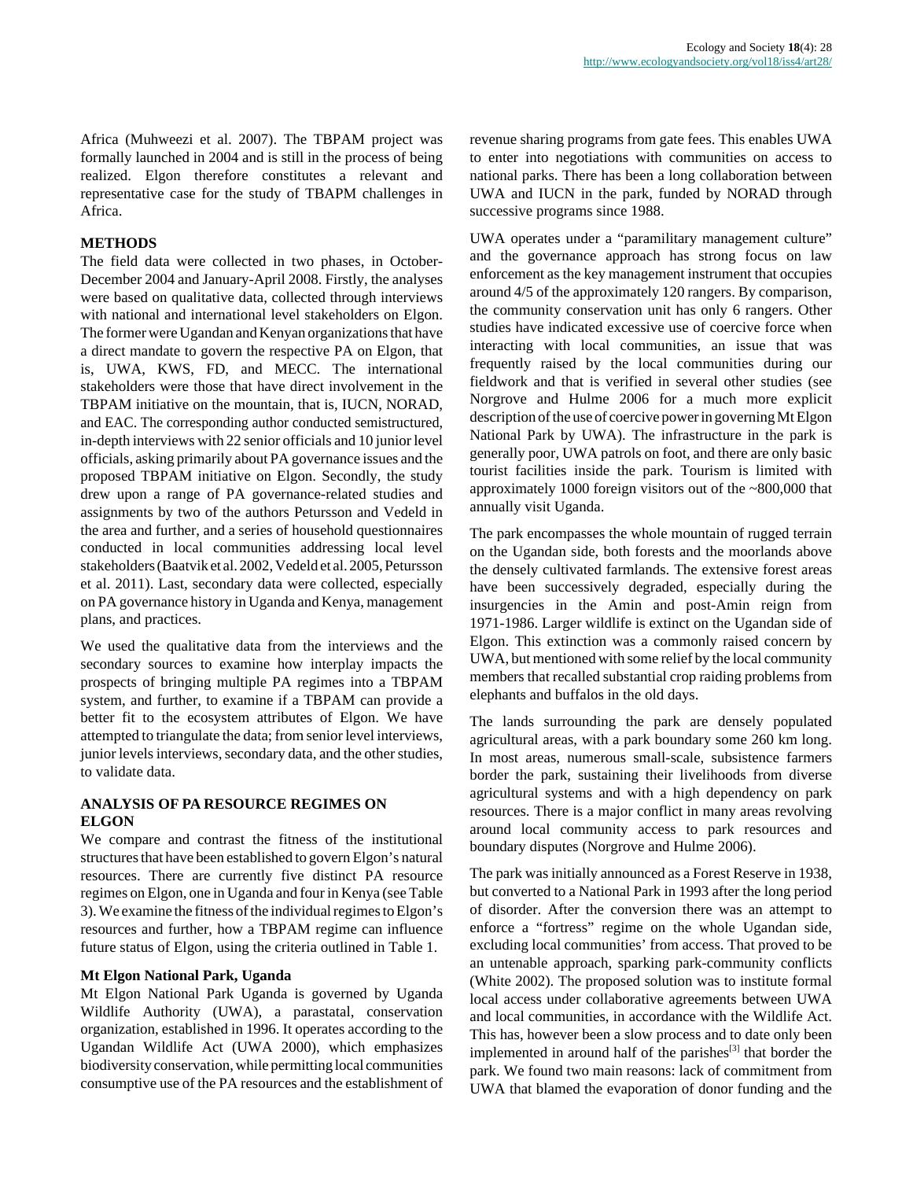Africa (Muhweezi et al. 2007). The TBPAM project was formally launched in 2004 and is still in the process of being realized. Elgon therefore constitutes a relevant and representative case for the study of TBAPM challenges in Africa.

## METHODS

The field data were collected in two phases, in October-December 2004 and January-April 2008. Firstly, the analyses were based on qualitative data, collected through interviews with national and international level stakeholders on Elgon. The former were Ugandan and Kenyan organizations that have a direct mandate to govern the respective PA on Elgon, that is, UWA, KWS, FD, and MECC. The international stakeholders were those that have direct involvement in the TBPAM initiative on the mountain, that is, IUCN, NORAD, and EAC. The corresponding author conducted semistructured, in-depth interviews with 22 senior officials and 10 junior level officials, asking primarily about PA governance issues and the proposed TBPAM initiative on Elgon. Secondly, the study drew upon a range of PA governance-related studies and assignments by two of the authors Petursson and Vedeld in the area and further, and a series of household questionnaires conducted in local communities addressing local level stakeholders (Baatvik et al. 2002, Vedeld et al. 2005, Petursson et al. 2011). Last, secondary data were collected, especially on PA governance history in Uganda and Kenya, management plans, and practices.

We used the qualitative data from the interviews and the secondary sources to examine how interplay impacts the prospects of bringing multiple PA regimes into a TBPAM system, and further, to examine if a TBPAM can provide a better fit to the ecosystem attributes of Elgon. We have attempted to triangulate the data; from senior level interviews, junior levels interviews, secondary data, and the other studies, to validate data.

## ANALYSIS OF PA RESOURCE REGIMES ON ELGON

We compare and contrast the fitness of the institutional structures that have been established to govern Elgon's natural resources. There are currently five distinct PA resource regimes on Elgon, one in Uganda and four in Kenya (see Table 3). We examine the fitness of the individual regimes to Elgon's resources and further, how a TBPAM regime can influence future status of Elgon, using the criteria outlined in Table 1.

### Mt Elgon National Park, Uganda

Mt Elgon National Park Uganda is governed by Uganda Wildlife Authority (UWA), a parastatal, conservation organization, established in 1996. It operates according to the Ugandan Wildlife Act (UWA 2000), which emphasizes biodiversity conservation, while permitting local communities consumptive use of the PA resources and the establishment of revenue sharing programs from gate fees. This enables UWA to enter into negotiations with communities on access to national parks. There has been a long collaboration between UWA and IUCN in the park, funded by NORAD through successive programs since 1988.

UWA operates under a "paramilitary management culture" and the governance approach has strong focus on law enforcement as the key management instrument that occupies around 4/5 of the approximately 120 rangers. By comparison, the community conservation unit has only 6 rangers. Other studies have indicated excessive use of coercive force when interacting with local communities, an issue that was frequently raised by the local communities during our fieldwork and that is verified in several other studies (see Norgrove and Hulme 2006 for a much more explicit description of the use of coercive power in governing Mt Elgon National Park by UWA). The infrastructure in the park is generally poor, UWA patrols on foot, and there are only basic tourist facilities inside the park. Tourism is limited with approximately 1000 foreign visitors out of the ~800,000 that annually visit Uganda.

The park encompasses the whole mountain of rugged terrain on the Ugandan side, both forests and the moorlands above the densely cultivated farmlands. The extensive forest areas have been successively degraded, especially during the insurgencies in the Amin and post-Amin reign from 1971-1986. Larger wildlife is extinct on the Ugandan side of Elgon. This extinction was a commonly raised concern by UWA, but mentioned with some relief by the local community members that recalled substantial crop raiding problems from elephants and buffalos in the old days.

The lands surrounding the park are densely populated agricultural areas, with a park boundary some 260 km long. In most areas, numerous small-scale, subsistence farmers border the park, sustaining their livelihoods from diverse agricultural systems and with a high dependency on park resources. There is a major conflict in many areas revolving around local community access to park resources and boundary disputes (Norgrove and Hulme 2006).

The park was initially announced as a Forest Reserve in 1938, but converted to a National Park in 1993 after the long period of disorder. After the conversion there was an attempt to enforce a "fortress" regime on the whole Ugandan side, excluding local communities' from access. That proved to be an untenable approach, sparking park-community conflicts (White 2002). The proposed solution was to institute formal local access under collaborative agreements between UWA and local communities, in accordance with the Wildlife Act. This has, however been a slow process and to date only been implemented in around half of the parishes[3] that border the park. We found two main reasons: lack of commitment from UWA that blamed the evaporation of donor funding and the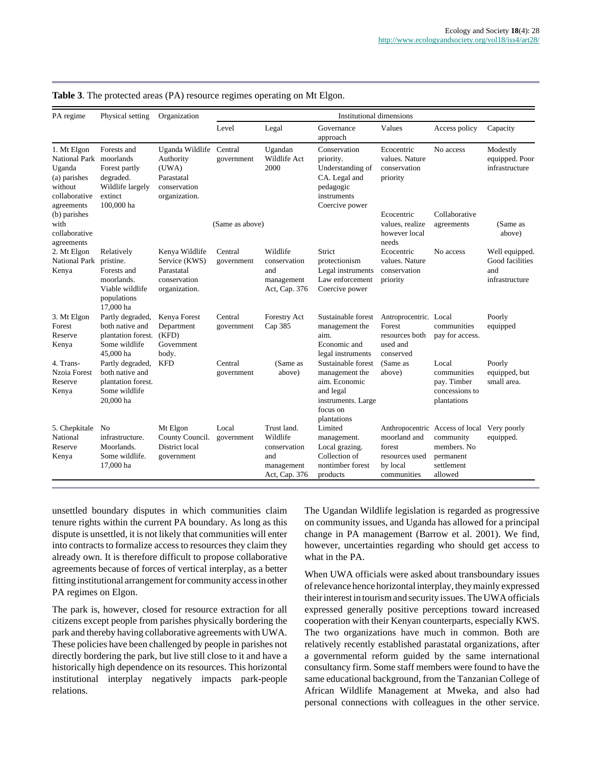**Table 3**. The protected areas (PA) resource regimes operating on Mt Elgon.

| PA regime | Physical setting | Organization | Institutional dimensions | | | | | |
|---|---|---|---|---|---|---|---|---|
| | | | Level | Legal | Governance approach | Values | Access policy | Capacity |
| 1. Mt Elgon National Park Uganda (a) parishes without collaborative agreements | Forests and moorlands Forest partly degraded. Wildlife largely extinct 100,000 ha | Uganda Wildlife Authority (UWA) Parastatal conservation organization. | Central government | Ugandan Wildlife Act 2000 | Conservation priority. Understanding of CA. Legal and pedagogic instruments Coercive power | Ecocentric values. Nature conservation priority | No access | Modestly equipped. Poor infrastructure |
| (b) parishes with collaborative agreements | | | (Same as above) | | | Ecocentric values, realize however local needs | Collaborative agreements | (Same as above) |
| 2. Mt Elgon National Park Kenya | Relatively pristine. Forests and moorlands. Viable wildlife populations 17,000 ha | Kenya Wildlife Service (KWS) Parastatal conservation organization. | Central government | Wildlife conservation and management Act, Cap. 376 | Strict protectionism Legal instruments Law enforcement Coercive power | Ecocentric values. Nature conservation priority | No access | Well equipped. Good facilities and infrastructure |
| 3. Mt Elgon Forest Reserve Kenya | Partly degraded, both native and plantation forest. Some wildlife 45,000 ha | Kenya Forest Department (KFD) Government body. | Central government | Forestry Act Cap 385 | Sustainable forest management the aim. Economic and legal instruments | Antroprocentric. Forest resources both used and conserved | Local communities pay for access. | Poorly equipped |
| 4. Trans-Nzoia Forest Reserve Kenya | Partly degraded, both native and plantation forest. Some wildlife 20,000 ha | KFD | Central government | (Same as above) | Sustainable forest management the aim. Economic and legal instruments. Large focus on plantations | (Same as above) | Local communities pay. Timber concessions to plantations | Poorly equipped, but small area. |
| 5. Chepkitale National Reserve Kenya | No infrastructure. Moorlands. Some wildlife. 17,000 ha | Mt Elgon County Council. District local government | Local government | Trust land. Wildlife conservation and management Act, Cap. 376 | Limited management. Local grazing. Collection of nontimber forest products | Anthropocentric moorland and forest resources used by local communities | Access of local community members. No permanent settlement allowed | Very poorly equipped. |

unsettled boundary disputes in which communities claim tenure rights within the current PA boundary. As long as this dispute is unsettled, it is not likely that communities will enter into contracts to formalize access to resources they claim they already own. It is therefore difficult to propose collaborative agreements because of forces of vertical interplay, as a better fitting institutional arrangement for community access in other PA regimes on Elgon.

The park is, however, closed for resource extraction for all citizens except people from parishes physically bordering the park and thereby having collaborative agreements with UWA. These policies have been challenged by people in parishes not directly bordering the park, but live still close to it and have a historically high dependence on its resources. This horizontal institutional interplay negatively impacts park-people relations.

The Ugandan Wildlife legislation is regarded as progressive on community issues, and Uganda has allowed for a principal change in PA management (Barrow et al. 2001). We find, however, uncertainties regarding who should get access to what in the PA.

When UWA officials were asked about transboundary issues of relevance hence horizontal interplay, they mainly expressed their interest in tourism and security issues. The UWA officials expressed generally positive perceptions toward increased cooperation with their Kenyan counterparts, especially KWS. The two organizations have much in common. Both are relatively recently established parastatal organizations, after a governmental reform guided by the same international consultancy firm. Some staff members were found to have the same educational background, from the Tanzanian College of African Wildlife Management at Mweka, and also had personal connections with colleagues in the other service.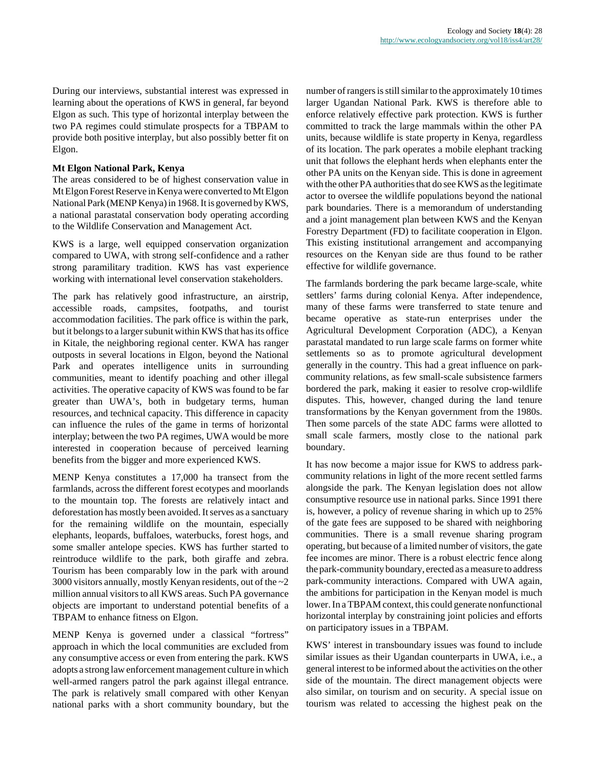During our interviews, substantial interest was expressed in learning about the operations of KWS in general, far beyond Elgon as such. This type of horizontal interplay between the two PA regimes could stimulate prospects for a TBPAM to provide both positive interplay, but also possibly better fit on Elgon.

**Mt Elgon National Park, Kenya**

The areas considered to be of highest conservation value in Mt Elgon Forest Reserve in Kenya were converted to Mt Elgon National Park (MENP Kenya) in 1968. It is governed by KWS, a national parastatal conservation body operating according to the Wildlife Conservation and Management Act.

KWS is a large, well equipped conservation organization compared to UWA, with strong self-confidence and a rather strong paramilitary tradition. KWS has vast experience working with international level conservation stakeholders.

The park has relatively good infrastructure, an airstrip, accessible roads, campsites, footpaths, and tourist accommodation facilities. The park office is within the park, but it belongs to a larger subunit within KWS that has its office in Kitale, the neighboring regional center. KWA has ranger outposts in several locations in Elgon, beyond the National Park and operates intelligence units in surrounding communities, meant to identify poaching and other illegal activities. The operative capacity of KWS was found to be far greater than UWA's, both in budgetary terms, human resources, and technical capacity. This difference in capacity can influence the rules of the game in terms of horizontal interplay; between the two PA regimes, UWA would be more interested in cooperation because of perceived learning benefits from the bigger and more experienced KWS.

MENP Kenya constitutes a 17,000 ha transect from the farmlands, across the different forest ecotypes and moorlands to the mountain top. The forests are relatively intact and deforestation has mostly been avoided. It serves as a sanctuary for the remaining wildlife on the mountain, especially elephants, leopards, buffaloes, waterbucks, forest hogs, and some smaller antelope species. KWS has further started to reintroduce wildlife to the park, both giraffe and zebra. Tourism has been comparably low in the park with around 3000 visitors annually, mostly Kenyan residents, out of the ~2 million annual visitors to all KWS areas. Such PA governance objects are important to understand potential benefits of a TBPAM to enhance fitness on Elgon.

MENP Kenya is governed under a classical "fortress" approach in which the local communities are excluded from any consumptive access or even from entering the park. KWS adopts a strong law enforcement management culture in which well-armed rangers patrol the park against illegal entrance. The park is relatively small compared with other Kenyan national parks with a short community boundary, but the number of rangers is still similar to the approximately 10 times larger Ugandan National Park. KWS is therefore able to enforce relatively effective park protection. KWS is further committed to track the large mammals within the other PA units, because wildlife is state property in Kenya, regardless of its location. The park operates a mobile elephant tracking unit that follows the elephant herds when elephants enter the other PA units on the Kenyan side. This is done in agreement with the other PA authorities that do see KWS as the legitimate actor to oversee the wildlife populations beyond the national park boundaries. There is a memorandum of understanding and a joint management plan between KWS and the Kenyan Forestry Department (FD) to facilitate cooperation in Elgon. This existing institutional arrangement and accompanying resources on the Kenyan side are thus found to be rather effective for wildlife governance.

The farmlands bordering the park became large-scale, white settlers' farms during colonial Kenya. After independence, many of these farms were transferred to state tenure and became operative as state-run enterprises under the Agricultural Development Corporation (ADC), a Kenyan parastatal mandated to run large scale farms on former white settlements so as to promote agricultural development generally in the country. This had a great influence on park-community relations, as few small-scale subsistence farmers bordered the park, making it easier to resolve crop-wildlife disputes. This, however, changed during the land tenure transformations by the Kenyan government from the 1980s. Then some parcels of the state ADC farms were allotted to small scale farmers, mostly close to the national park boundary.

It has now become a major issue for KWS to address park-community relations in light of the more recent settled farms alongside the park. The Kenyan legislation does not allow consumptive resource use in national parks. Since 1991 there is, however, a policy of revenue sharing in which up to 25% of the gate fees are supposed to be shared with neighboring communities. There is a small revenue sharing program operating, but because of a limited number of visitors, the gate fee incomes are minor. There is a robust electric fence along the park-community boundary, erected as a measure to address park-community interactions. Compared with UWA again, the ambitions for participation in the Kenyan model is much lower. In a TBPAM context, this could generate nonfunctional horizontal interplay by constraining joint policies and efforts on participatory issues in a TBPAM.

KWS' interest in transboundary issues was found to include similar issues as their Ugandan counterparts in UWA, i.e., a general interest to be informed about the activities on the other side of the mountain. The direct management objects were also similar, on tourism and on security. A special issue on tourism was related to accessing the highest peak on the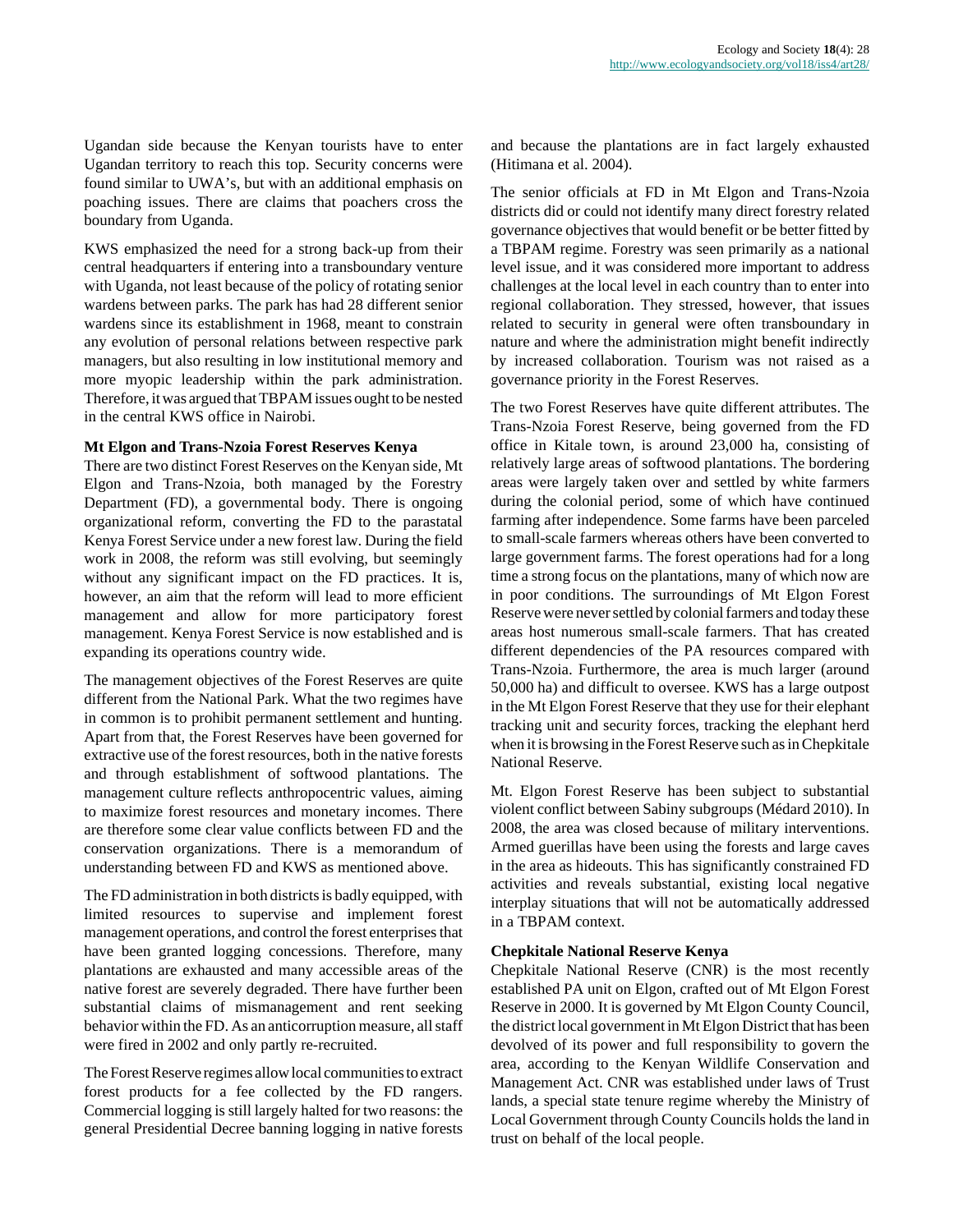Ugandan side because the Kenyan tourists have to enter Ugandan territory to reach this top. Security concerns were found similar to UWA's, but with an additional emphasis on poaching issues. There are claims that poachers cross the boundary from Uganda.

KWS emphasized the need for a strong back-up from their central headquarters if entering into a transboundary venture with Uganda, not least because of the policy of rotating senior wardens between parks. The park has had 28 different senior wardens since its establishment in 1968, meant to constrain any evolution of personal relations between respective park managers, but also resulting in low institutional memory and more myopic leadership within the park administration. Therefore, it was argued that TBPAM issues ought to be nested in the central KWS office in Nairobi.

### Mt Elgon and Trans-Nzoia Forest Reserves Kenya

There are two distinct Forest Reserves on the Kenyan side, Mt Elgon and Trans-Nzoia, both managed by the Forestry Department (FD), a governmental body. There is ongoing organizational reform, converting the FD to the parastatal Kenya Forest Service under a new forest law. During the field work in 2008, the reform was still evolving, but seemingly without any significant impact on the FD practices. It is, however, an aim that the reform will lead to more efficient management and allow for more participatory forest management. Kenya Forest Service is now established and is expanding its operations country wide.

The management objectives of the Forest Reserves are quite different from the National Park. What the two regimes have in common is to prohibit permanent settlement and hunting. Apart from that, the Forest Reserves have been governed for extractive use of the forest resources, both in the native forests and through establishment of softwood plantations. The management culture reflects anthropocentric values, aiming to maximize forest resources and monetary incomes. There are therefore some clear value conflicts between FD and the conservation organizations. There is a memorandum of understanding between FD and KWS as mentioned above.

The FD administration in both districts is badly equipped, with limited resources to supervise and implement forest management operations, and control the forest enterprises that have been granted logging concessions. Therefore, many plantations are exhausted and many accessible areas of the native forest are severely degraded. There have further been substantial claims of mismanagement and rent seeking behavior within the FD. As an anticorruption measure, all staff were fired in 2002 and only partly re-recruited.

The Forest Reserve regimes allow local communities to extract forest products for a fee collected by the FD rangers. Commercial logging is still largely halted for two reasons: the general Presidential Decree banning logging in native forests and because the plantations are in fact largely exhausted (Hitimana et al. 2004).

The senior officials at FD in Mt Elgon and Trans-Nzoia districts did or could not identify many direct forestry related governance objectives that would benefit or be better fitted by a TBPAM regime. Forestry was seen primarily as a national level issue, and it was considered more important to address challenges at the local level in each country than to enter into regional collaboration. They stressed, however, that issues related to security in general were often transboundary in nature and where the administration might benefit indirectly by increased collaboration. Tourism was not raised as a governance priority in the Forest Reserves.

The two Forest Reserves have quite different attributes. The Trans-Nzoia Forest Reserve, being governed from the FD office in Kitale town, is around 23,000 ha, consisting of relatively large areas of softwood plantations. The bordering areas were largely taken over and settled by white farmers during the colonial period, some of which have continued farming after independence. Some farms have been parceled to small-scale farmers whereas others have been converted to large government farms. The forest operations had for a long time a strong focus on the plantations, many of which now are in poor conditions. The surroundings of Mt Elgon Forest Reserve were never settled by colonial farmers and today these areas host numerous small-scale farmers. That has created different dependencies of the PA resources compared with Trans-Nzoia. Furthermore, the area is much larger (around 50,000 ha) and difficult to oversee. KWS has a large outpost in the Mt Elgon Forest Reserve that they use for their elephant tracking unit and security forces, tracking the elephant herd when it is browsing in the Forest Reserve such as in Chepkitale National Reserve.

Mt. Elgon Forest Reserve has been subject to substantial violent conflict between Sabiny subgroups (Médard 2010). In 2008, the area was closed because of military interventions. Armed guerillas have been using the forests and large caves in the area as hideouts. This has significantly constrained FD activities and reveals substantial, existing local negative interplay situations that will not be automatically addressed in a TBPAM context.

### Chepkitale National Reserve Kenya

Chepkitale National Reserve (CNR) is the most recently established PA unit on Elgon, crafted out of Mt Elgon Forest Reserve in 2000. It is governed by Mt Elgon County Council, the district local government in Mt Elgon District that has been devolved of its power and full responsibility to govern the area, according to the Kenyan Wildlife Conservation and Management Act. CNR was established under laws of Trust lands, a special state tenure regime whereby the Ministry of Local Government through County Councils holds the land in trust on behalf of the local people.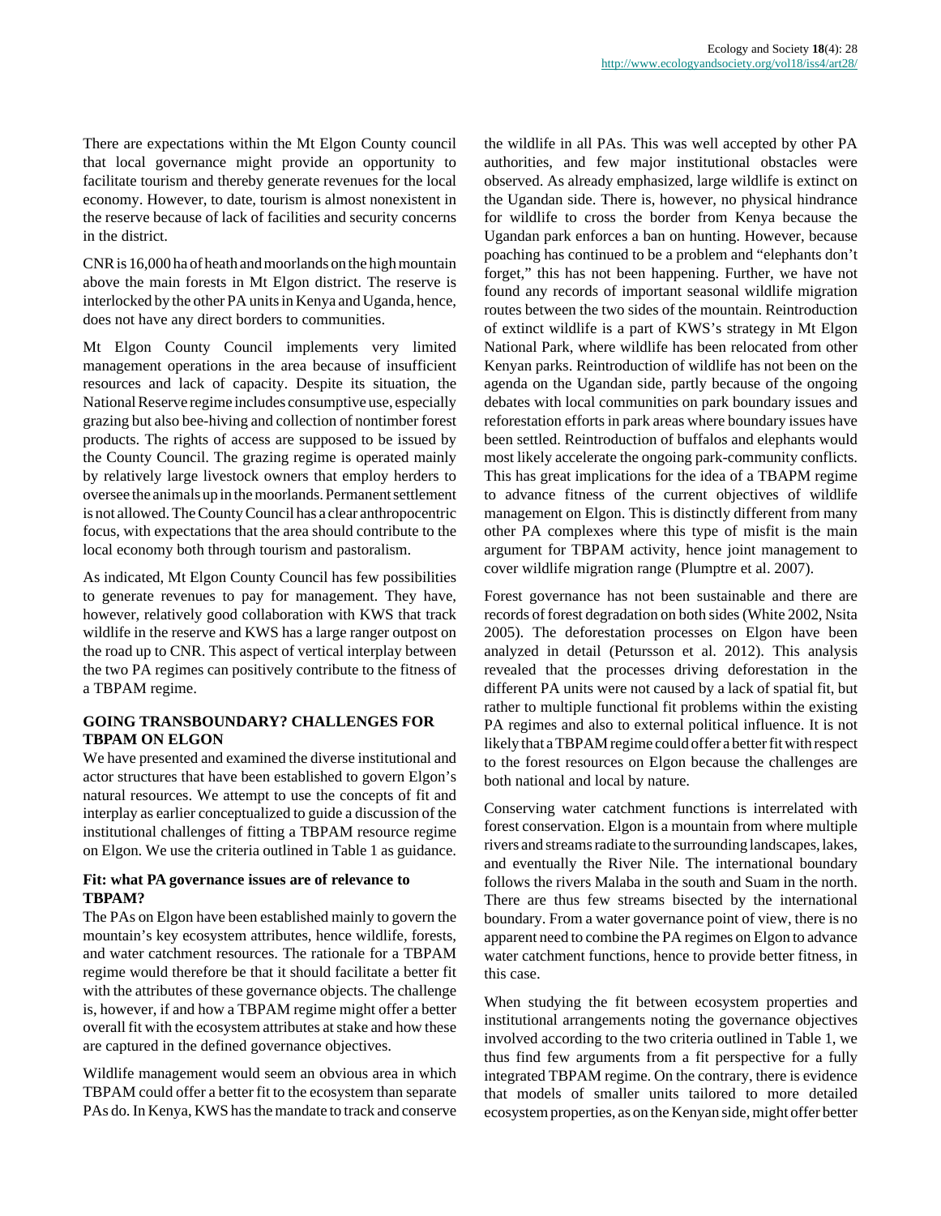There are expectations within the Mt Elgon County council that local governance might provide an opportunity to facilitate tourism and thereby generate revenues for the local economy. However, to date, tourism is almost nonexistent in the reserve because of lack of facilities and security concerns in the district.

CNR is 16,000 ha of heath and moorlands on the high mountain above the main forests in Mt Elgon district. The reserve is interlocked by the other PA units in Kenya and Uganda, hence, does not have any direct borders to communities.

Mt Elgon County Council implements very limited management operations in the area because of insufficient resources and lack of capacity. Despite its situation, the National Reserve regime includes consumptive use, especially grazing but also bee-hiving and collection of nontimber forest products. The rights of access are supposed to be issued by the County Council. The grazing regime is operated mainly by relatively large livestock owners that employ herders to oversee the animals up in the moorlands. Permanent settlement is not allowed. The County Council has a clear anthropocentric focus, with expectations that the area should contribute to the local economy both through tourism and pastoralism.

As indicated, Mt Elgon County Council has few possibilities to generate revenues to pay for management. They have, however, relatively good collaboration with KWS that track wildlife in the reserve and KWS has a large ranger outpost on the road up to CNR. This aspect of vertical interplay between the two PA regimes can positively contribute to the fitness of a TBPAM regime.

## GOING TRANSBOUNDARY? CHALLENGES FOR TBPAM ON ELGON

We have presented and examined the diverse institutional and actor structures that have been established to govern Elgon's natural resources. We attempt to use the concepts of fit and interplay as earlier conceptualized to guide a discussion of the institutional challenges of fitting a TBPAM resource regime on Elgon. We use the criteria outlined in Table 1 as guidance.

### Fit: what PA governance issues are of relevance to TBPAM?

The PAs on Elgon have been established mainly to govern the mountain's key ecosystem attributes, hence wildlife, forests, and water catchment resources. The rationale for a TBPAM regime would therefore be that it should facilitate a better fit with the attributes of these governance objects. The challenge is, however, if and how a TBPAM regime might offer a better overall fit with the ecosystem attributes at stake and how these are captured in the defined governance objectives.

Wildlife management would seem an obvious area in which TBPAM could offer a better fit to the ecosystem than separate PAs do. In Kenya, KWS has the mandate to track and conserve the wildlife in all PAs. This was well accepted by other PA authorities, and few major institutional obstacles were observed. As already emphasized, large wildlife is extinct on the Ugandan side. There is, however, no physical hindrance for wildlife to cross the border from Kenya because the Ugandan park enforces a ban on hunting. However, because poaching has continued to be a problem and "elephants don't forget," this has not been happening. Further, we have not found any records of important seasonal wildlife migration routes between the two sides of the mountain. Reintroduction of extinct wildlife is a part of KWS's strategy in Mt Elgon National Park, where wildlife has been relocated from other Kenyan parks. Reintroduction of wildlife has not been on the agenda on the Ugandan side, partly because of the ongoing debates with local communities on park boundary issues and reforestation efforts in park areas where boundary issues have been settled. Reintroduction of buffalos and elephants would most likely accelerate the ongoing park-community conflicts. This has great implications for the idea of a TBAPM regime to advance fitness of the current objectives of wildlife management on Elgon. This is distinctly different from many other PA complexes where this type of misfit is the main argument for TBPAM activity, hence joint management to cover wildlife migration range (Plumptre et al. 2007).

Forest governance has not been sustainable and there are records of forest degradation on both sides (White 2002, Nsita 2005). The deforestation processes on Elgon have been analyzed in detail (Petursson et al. 2012). This analysis revealed that the processes driving deforestation in the different PA units were not caused by a lack of spatial fit, but rather to multiple functional fit problems within the existing PA regimes and also to external political influence. It is not likely that a TBPAM regime could offer a better fit with respect to the forest resources on Elgon because the challenges are both national and local by nature.

Conserving water catchment functions is interrelated with forest conservation. Elgon is a mountain from where multiple rivers and streams radiate to the surrounding landscapes, lakes, and eventually the River Nile. The international boundary follows the rivers Malaba in the south and Suam in the north. There are thus few streams bisected by the international boundary. From a water governance point of view, there is no apparent need to combine the PA regimes on Elgon to advance water catchment functions, hence to provide better fitness, in this case.

When studying the fit between ecosystem properties and institutional arrangements noting the governance objectives involved according to the two criteria outlined in Table 1, we thus find few arguments from a fit perspective for a fully integrated TBPAM regime. On the contrary, there is evidence that models of smaller units tailored to more detailed ecosystem properties, as on the Kenyan side, might offer better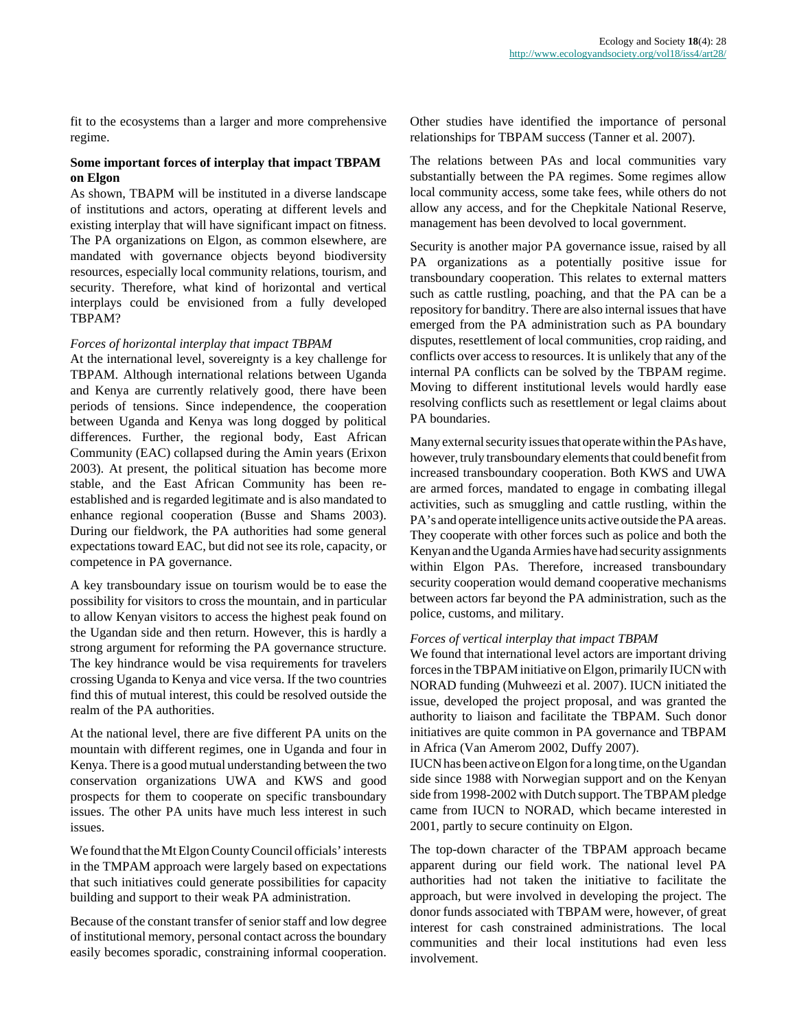fit to the ecosystems than a larger and more comprehensive regime.

### Some important forces of interplay that impact TBPAM on Elgon

As shown, TBAPM will be instituted in a diverse landscape of institutions and actors, operating at different levels and existing interplay that will have significant impact on fitness. The PA organizations on Elgon, as common elsewhere, are mandated with governance objects beyond biodiversity resources, especially local community relations, tourism, and security. Therefore, what kind of horizontal and vertical interplays could be envisioned from a fully developed TBPAM?

#### *Forces of horizontal interplay that impact TBPAM*

At the international level, sovereignty is a key challenge for TBPAM. Although international relations between Uganda and Kenya are currently relatively good, there have been periods of tensions. Since independence, the cooperation between Uganda and Kenya was long dogged by political differences. Further, the regional body, East African Community (EAC) collapsed during the Amin years (Erixon 2003). At present, the political situation has become more stable, and the East African Community has been re-established and is regarded legitimate and is also mandated to enhance regional cooperation (Busse and Shams 2003). During our fieldwork, the PA authorities had some general expectations toward EAC, but did not see its role, capacity, or competence in PA governance.

A key transboundary issue on tourism would be to ease the possibility for visitors to cross the mountain, and in particular to allow Kenyan visitors to access the highest peak found on the Ugandan side and then return. However, this is hardly a strong argument for reforming the PA governance structure. The key hindrance would be visa requirements for travelers crossing Uganda to Kenya and vice versa. If the two countries find this of mutual interest, this could be resolved outside the realm of the PA authorities.

At the national level, there are five different PA units on the mountain with different regimes, one in Uganda and four in Kenya. There is a good mutual understanding between the two conservation organizations UWA and KWS and good prospects for them to cooperate on specific transboundary issues. The other PA units have much less interest in such issues.

We found that the Mt Elgon County Council officials' interests in the TMPAM approach were largely based on expectations that such initiatives could generate possibilities for capacity building and support to their weak PA administration.

Because of the constant transfer of senior staff and low degree of institutional memory, personal contact across the boundary easily becomes sporadic, constraining informal cooperation. Other studies have identified the importance of personal relationships for TBPAM success (Tanner et al. 2007).

The relations between PAs and local communities vary substantially between the PA regimes. Some regimes allow local community access, some take fees, while others do not allow any access, and for the Chepkitale National Reserve, management has been devolved to local government.

Security is another major PA governance issue, raised by all PA organizations as a potentially positive issue for transboundary cooperation. This relates to external matters such as cattle rustling, poaching, and that the PA can be a repository for banditry. There are also internal issues that have emerged from the PA administration such as PA boundary disputes, resettlement of local communities, crop raiding, and conflicts over access to resources. It is unlikely that any of the internal PA conflicts can be solved by the TBPAM regime. Moving to different institutional levels would hardly ease resolving conflicts such as resettlement or legal claims about PA boundaries.

Many external security issues that operate within the PAs have, however, truly transboundary elements that could benefit from increased transboundary cooperation. Both KWS and UWA are armed forces, mandated to engage in combating illegal activities, such as smuggling and cattle rustling, within the PA's and operate intelligence units active outside the PA areas. They cooperate with other forces such as police and both the Kenyan and the Uganda Armies have had security assignments within Elgon PAs. Therefore, increased transboundary security cooperation would demand cooperative mechanisms between actors far beyond the PA administration, such as the police, customs, and military.

#### *Forces of vertical interplay that impact TBPAM*

We found that international level actors are important driving forces in the TBPAM initiative on Elgon, primarily IUCN with NORAD funding (Muhweezi et al. 2007). IUCN initiated the issue, developed the project proposal, and was granted the authority to liaison and facilitate the TBPAM. Such donor initiatives are quite common in PA governance and TBPAM in Africa (Van Amerom 2002, Duffy 2007).

IUCN has been active on Elgon for a long time, on the Ugandan side since 1988 with Norwegian support and on the Kenyan side from 1998-2002 with Dutch support. The TBPAM pledge came from IUCN to NORAD, which became interested in 2001, partly to secure continuity on Elgon.

The top-down character of the TBPAM approach became apparent during our field work. The national level PA authorities had not taken the initiative to facilitate the approach, but were involved in developing the project. The donor funds associated with TBPAM were, however, of great interest for cash constrained administrations. The local communities and their local institutions had even less involvement.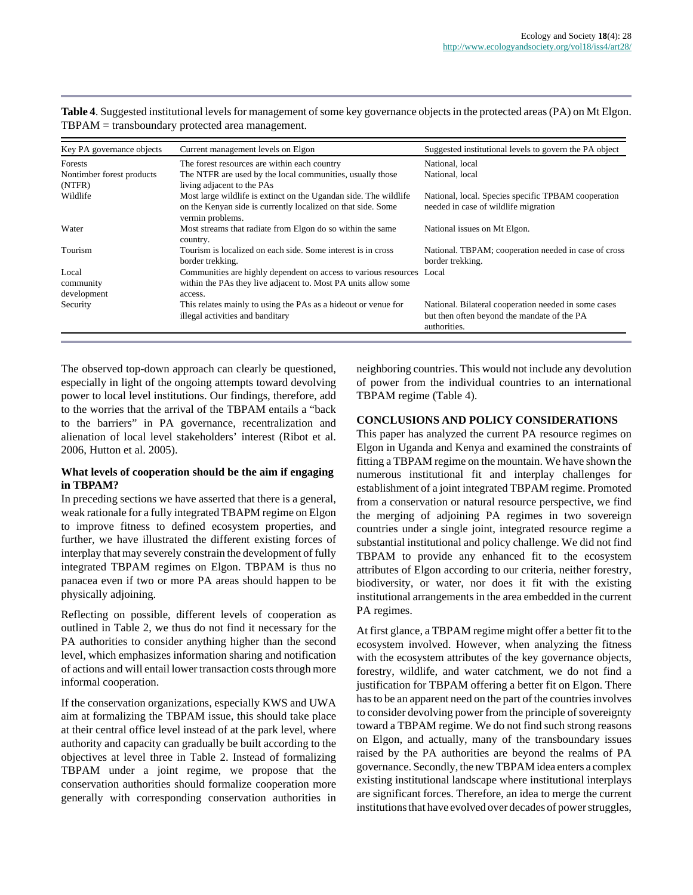**Table 4**. Suggested institutional levels for management of some key governance objects in the protected areas (PA) on Mt Elgon. TBPAM = transboundary protected area management.

| Key PA governance objects | Current management levels on Elgon | Suggested institutional levels to govern the PA object |
|---|---|---|
| Forests | The forest resources are within each country | National, local |
| Nontimber forest products (NTFR) | The NTFR are used by the local communities, usually those living adjacent to the PAs | National, local |
| Wildlife | Most large wildlife is extinct on the Ugandan side. The wildlife on the Kenyan side is currently localized on that side. Some vermin problems. | National, local. Species specific TPBAM cooperation needed in case of wildlife migration |
| Water | Most streams that radiate from Elgon do so within the same country. | National issues on Mt Elgon. |
| Tourism | Tourism is localized on each side. Some interest is in cross border trekking. | National. TBPAM; cooperation needed in case of cross border trekking. |
| Local community development | Communities are highly dependent on access to various resources within the PAs they live adjacent to. Most PA units allow some access. | Local |
| Security | This relates mainly to using the PAs as a hideout or venue for illegal activities and banditary | National. Bilateral cooperation needed in some cases but then often beyond the mandate of the PA authorities. |

The observed top-down approach can clearly be questioned, especially in light of the ongoing attempts toward devolving power to local level institutions. Our findings, therefore, add to the worries that the arrival of the TBPAM entails a "back to the barriers" in PA governance, recentralization and alienation of local level stakeholders' interest (Ribot et al. 2006, Hutton et al. 2005).

### What levels of cooperation should be the aim if engaging in TBPAM?

In preceding sections we have asserted that there is a general, weak rationale for a fully integrated TBAPM regime on Elgon to improve fitness to defined ecosystem properties, and further, we have illustrated the different existing forces of interplay that may severely constrain the development of fully integrated TBPAM regimes on Elgon. TBPAM is thus no panacea even if two or more PA areas should happen to be physically adjoining.

Reflecting on possible, different levels of cooperation as outlined in Table 2, we thus do not find it necessary for the PA authorities to consider anything higher than the second level, which emphasizes information sharing and notification of actions and will entail lower transaction costs through more informal cooperation.

If the conservation organizations, especially KWS and UWA aim at formalizing the TBPAM issue, this should take place at their central office level instead of at the park level, where authority and capacity can gradually be built according to the objectives at level three in Table 2. Instead of formalizing TBPAM under a joint regime, we propose that the conservation authorities should formalize cooperation more generally with corresponding conservation authorities in neighboring countries. This would not include any devolution of power from the individual countries to an international TBPAM regime (Table 4).

## CONCLUSIONS AND POLICY CONSIDERATIONS

This paper has analyzed the current PA resource regimes on Elgon in Uganda and Kenya and examined the constraints of fitting a TBPAM regime on the mountain. We have shown the numerous institutional fit and interplay challenges for establishment of a joint integrated TBPAM regime. Promoted from a conservation or natural resource perspective, we find the merging of adjoining PA regimes in two sovereign countries under a single joint, integrated resource regime a substantial institutional and policy challenge. We did not find TBPAM to provide any enhanced fit to the ecosystem attributes of Elgon according to our criteria, neither forestry, biodiversity, or water, nor does it fit with the existing institutional arrangements in the area embedded in the current PA regimes.

At first glance, a TBPAM regime might offer a better fit to the ecosystem involved. However, when analyzing the fitness with the ecosystem attributes of the key governance objects, forestry, wildlife, and water catchment, we do not find a justification for TBPAM offering a better fit on Elgon. There has to be an apparent need on the part of the countries involves to consider devolving power from the principle of sovereignty toward a TBPAM regime. We do not find such strong reasons on Elgon, and actually, many of the transboundary issues raised by the PA authorities are beyond the realms of PA governance. Secondly, the new TBPAM idea enters a complex existing institutional landscape where institutional interplays are significant forces. Therefore, an idea to merge the current institutions that have evolved over decades of power struggles,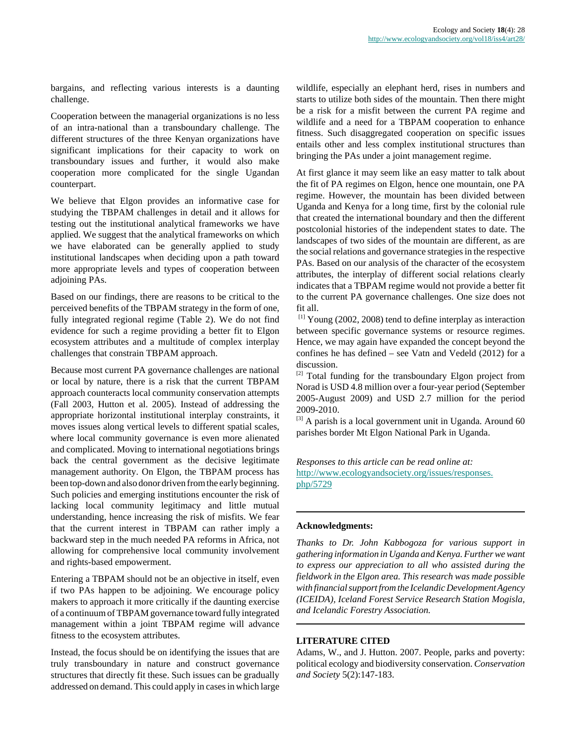bargains, and reflecting various interests is a daunting challenge.

Cooperation between the managerial organizations is no less of an intra-national than a transboundary challenge. The different structures of the three Kenyan organizations have significant implications for their capacity to work on transboundary issues and further, it would also make cooperation more complicated for the single Ugandan counterpart.

We believe that Elgon provides an informative case for studying the TBPAM challenges in detail and it allows for testing out the institutional analytical frameworks we have applied. We suggest that the analytical frameworks on which we have elaborated can be generally applied to study institutional landscapes when deciding upon a path toward more appropriate levels and types of cooperation between adjoining PAs.

Based on our findings, there are reasons to be critical to the perceived benefits of the TBPAM strategy in the form of one, fully integrated regional regime (Table 2). We do not find evidence for such a regime providing a better fit to Elgon ecosystem attributes and a multitude of complex interplay challenges that constrain TBPAM approach.

Because most current PA governance challenges are national or local by nature, there is a risk that the current TBPAM approach counteracts local community conservation attempts (Fall 2003, Hutton et al. 2005). Instead of addressing the appropriate horizontal institutional interplay constraints, it moves issues along vertical levels to different spatial scales, where local community governance is even more alienated and complicated. Moving to international negotiations brings back the central government as the decisive legitimate management authority. On Elgon, the TBPAM process has been top-down and also donor driven from the early beginning. Such policies and emerging institutions encounter the risk of lacking local community legitimacy and little mutual understanding, hence increasing the risk of misfits. We fear that the current interest in TBPAM can rather imply a backward step in the much needed PA reforms in Africa, not allowing for comprehensive local community involvement and rights-based empowerment.

Entering a TBPAM should not be an objective in itself, even if two PAs happen to be adjoining. We encourage policy makers to approach it more critically if the daunting exercise of a continuum of TBPAM governance toward fully integrated management within a joint TBPAM regime will advance fitness to the ecosystem attributes.

Instead, the focus should be on identifying the issues that are truly transboundary in nature and construct governance structures that directly fit these. Such issues can be gradually addressed on demand. This could apply in cases in which large wildlife, especially an elephant herd, rises in numbers and starts to utilize both sides of the mountain. Then there might be a risk for a misfit between the current PA regime and wildlife and a need for a TBPAM cooperation to enhance fitness. Such disaggregated cooperation on specific issues entails other and less complex institutional structures than bringing the PAs under a joint management regime.

At first glance it may seem like an easy matter to talk about the fit of PA regimes on Elgon, hence one mountain, one PA regime. However, the mountain has been divided between Uganda and Kenya for a long time, first by the colonial rule that created the international boundary and then the different postcolonial histories of the independent states to date. The landscapes of two sides of the mountain are different, as are the social relations and governance strategies in the respective PAs. Based on our analysis of the character of the ecosystem attributes, the interplay of different social relations clearly indicates that a TBPAM regime would not provide a better fit to the current PA governance challenges. One size does not fit all.

[1] Young (2002, 2008) tend to define interplay as interaction between specific governance systems or resource regimes. Hence, we may again have expanded the concept beyond the confines he has defined – see Vatn and Vedeld (2012) for a discussion.

[2] Total funding for the transboundary Elgon project from Norad is USD 4.8 million over a four-year period (September 2005-August 2009) and USD 2.7 million for the period 2009-2010.

[3] A parish is a local government unit in Uganda. Around 60 parishes border Mt Elgon National Park in Uganda.

*Responses to this article can be read online at:*
http://www.ecologyandsociety.org/issues/responses.php/5729

**Acknowledgments:**

*Thanks to Dr. John Kabbogoza for various support in gathering information in Uganda and Kenya. Further we want to express our appreciation to all who assisted during the fieldwork in the Elgon area. This research was made possible with financial support from the Icelandic Development Agency (ICEIDA), Iceland Forest Service Research Station Mogisla, and Icelandic Forestry Association.*

## LITERATURE CITED

Adams, W., and J. Hutton. 2007. People, parks and poverty: political ecology and biodiversity conservation. *Conservation and Society* 5(2):147-183.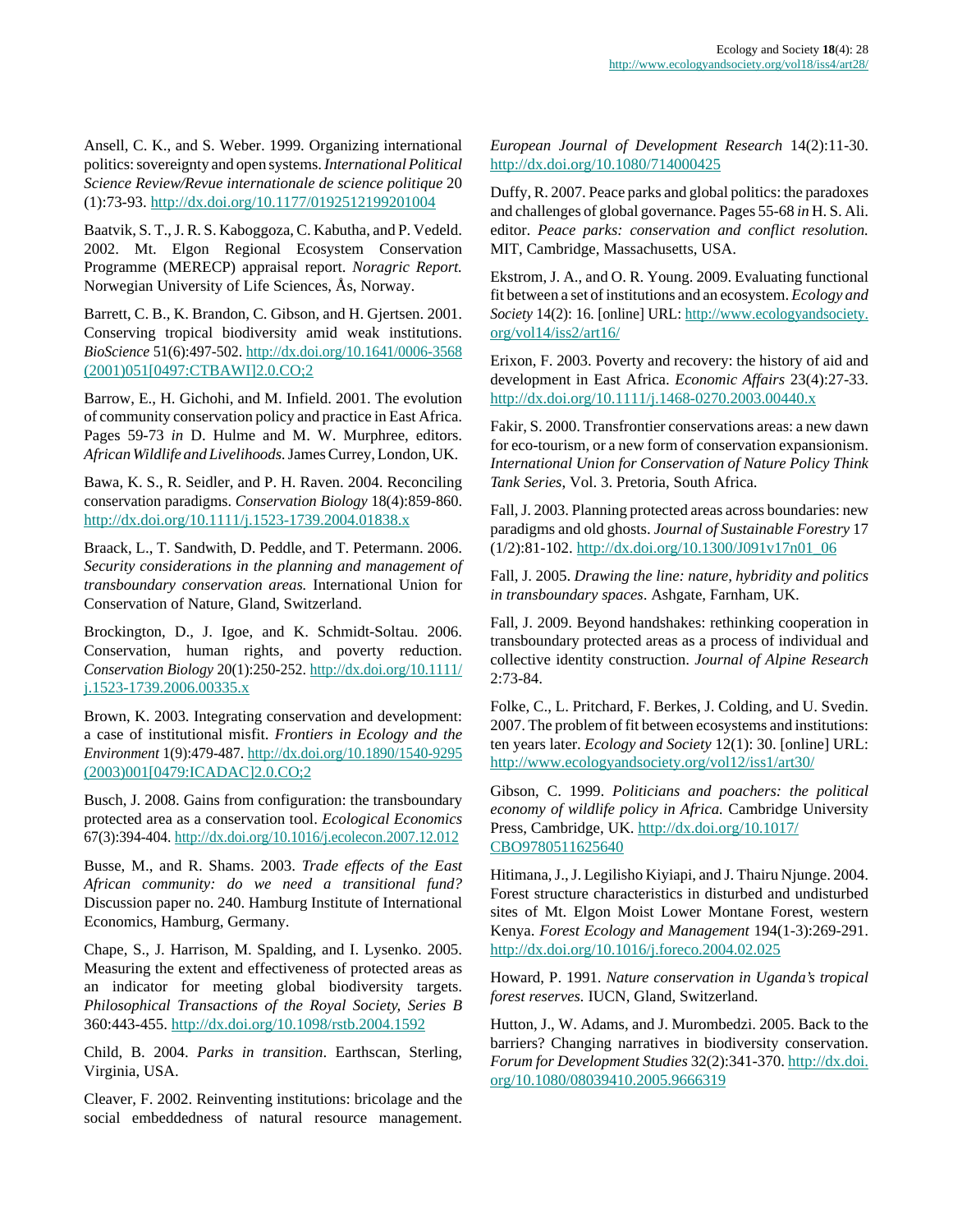Ansell, C. K., and S. Weber. 1999. Organizing international politics: sovereignty and open systems. *International Political Science Review/Revue internationale de science politique* 20 (1):73-93. http://dx.doi.org/10.1177/0192512199201004

Baatvik, S. T., J. R. S. Kaboggoza, C. Kabutha, and P. Vedeld. 2002. Mt. Elgon Regional Ecosystem Conservation Programme (MERECP) appraisal report. *Noragric Report.* Norwegian University of Life Sciences, Ås, Norway.

Barrett, C. B., K. Brandon, C. Gibson, and H. Gjertsen. 2001. Conserving tropical biodiversity amid weak institutions. *BioScience* 51(6):497-502. http://dx.doi.org/10.1641/0006-3568(2001)051[0497:CTBAWI]2.0.CO;2

Barrow, E., H. Gichohi, and M. Infield. 2001. The evolution of community conservation policy and practice in East Africa. Pages 59-73 *in* D. Hulme and M. W. Murphree, editors. *African Wildlife and Livelihoods.* James Currey, London, UK.

Bawa, K. S., R. Seidler, and P. H. Raven. 2004. Reconciling conservation paradigms. *Conservation Biology* 18(4):859-860. http://dx.doi.org/10.1111/j.1523-1739.2004.01838.x

Braack, L., T. Sandwith, D. Peddle, and T. Petermann. 2006. *Security considerations in the planning and management of transboundary conservation areas.* International Union for Conservation of Nature, Gland, Switzerland.

Brockington, D., J. Igoe, and K. Schmidt-Soltau. 2006. Conservation, human rights, and poverty reduction. *Conservation Biology* 20(1):250-252. http://dx.doi.org/10.1111/j.1523-1739.2006.00335.x

Brown, K. 2003. Integrating conservation and development: a case of institutional misfit. *Frontiers in Ecology and the Environment* 1(9):479-487. http://dx.doi.org/10.1890/1540-9295(2003)001[0479:ICADAC]2.0.CO;2

Busch, J. 2008. Gains from configuration: the transboundary protected area as a conservation tool. *Ecological Economics* 67(3):394-404. http://dx.doi.org/10.1016/j.ecolecon.2007.12.012

Busse, M., and R. Shams. 2003. *Trade effects of the East African community: do we need a transitional fund?* Discussion paper no. 240. Hamburg Institute of International Economics, Hamburg, Germany.

Chape, S., J. Harrison, M. Spalding, and I. Lysenko. 2005. Measuring the extent and effectiveness of protected areas as an indicator for meeting global biodiversity targets. *Philosophical Transactions of the Royal Society, Series B* 360:443-455. http://dx.doi.org/10.1098/rstb.2004.1592

Child, B. 2004. *Parks in transition*. Earthscan, Sterling, Virginia, USA.

Cleaver, F. 2002. Reinventing institutions: bricolage and the social embeddedness of natural resource management. *European Journal of Development Research* 14(2):11-30. http://dx.doi.org/10.1080/714000425

Duffy, R. 2007. Peace parks and global politics: the paradoxes and challenges of global governance. Pages 55-68 *in* H. S. Ali. editor. *Peace parks: conservation and conflict resolution.* MIT, Cambridge, Massachusetts, USA.

Ekstrom, J. A., and O. R. Young. 2009. Evaluating functional fit between a set of institutions and an ecosystem. *Ecology and Society* 14(2): 16. [online] URL: http://www.ecologyandsociety.org/vol14/iss2/art16/

Erixon, F. 2003. Poverty and recovery: the history of aid and development in East Africa. *Economic Affairs* 23(4):27-33. http://dx.doi.org/10.1111/j.1468-0270.2003.00440.x

Fakir, S. 2000. Transfrontier conservations areas: a new dawn for eco-tourism, or a new form of conservation expansionism. *International Union for Conservation of Nature Policy Think Tank Series,* Vol. 3. Pretoria, South Africa.

Fall, J. 2003. Planning protected areas across boundaries: new paradigms and old ghosts. *Journal of Sustainable Forestry* 17 (1/2):81-102. http://dx.doi.org/10.1300/J091v17n01_06

Fall, J. 2005. *Drawing the line: nature, hybridity and politics in transboundary spaces*. Ashgate, Farnham, UK.

Fall, J. 2009. Beyond handshakes: rethinking cooperation in transboundary protected areas as a process of individual and collective identity construction. *Journal of Alpine Research* 2:73-84.

Folke, C., L. Pritchard, F. Berkes, J. Colding, and U. Svedin. 2007. The problem of fit between ecosystems and institutions: ten years later. *Ecology and Society* 12(1): 30. [online] URL: http://www.ecologyandsociety.org/vol12/iss1/art30/

Gibson, C. 1999. *Politicians and poachers: the political economy of wildlife policy in Africa.* Cambridge University Press, Cambridge, UK. http://dx.doi.org/10.1017/CBO9780511625640

Hitimana, J., J. Legilisho Kiyiapi, and J. Thairu Njunge. 2004. Forest structure characteristics in disturbed and undisturbed sites of Mt. Elgon Moist Lower Montane Forest, western Kenya. *Forest Ecology and Management* 194(1-3):269-291. http://dx.doi.org/10.1016/j.foreco.2004.02.025

Howard, P. 1991. *Nature conservation in Uganda's tropical forest reserves.* IUCN, Gland, Switzerland.

Hutton, J., W. Adams, and J. Murombedzi. 2005. Back to the barriers? Changing narratives in biodiversity conservation. *Forum for Development Studies* 32(2):341-370. http://dx.doi.org/10.1080/08039410.2005.9666319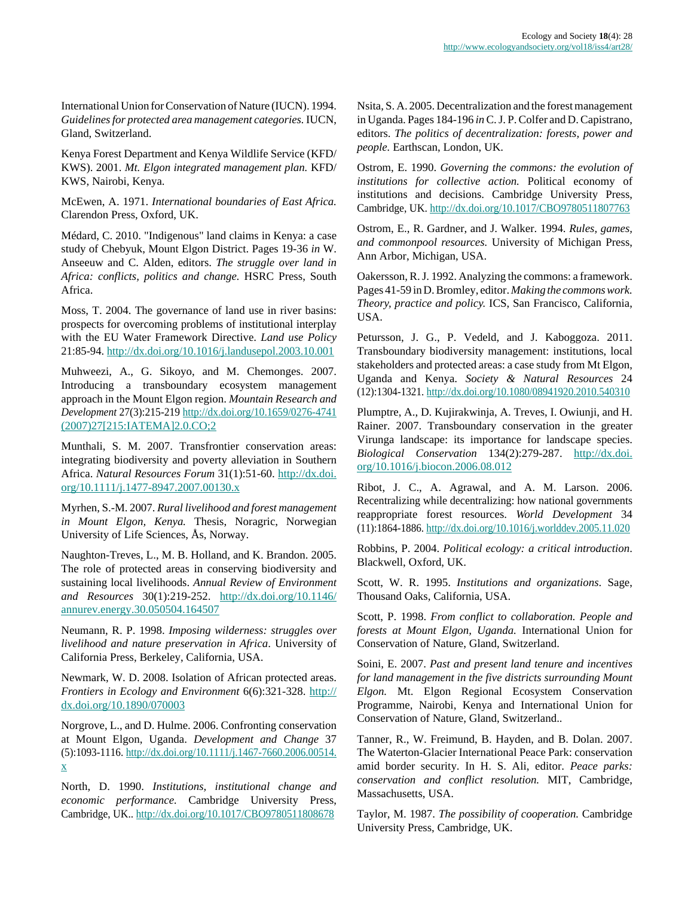International Union for Conservation of Nature (IUCN). 1994. *Guidelines for protected area management categories.* IUCN, Gland, Switzerland.

Kenya Forest Department and Kenya Wildlife Service (KFD/KWS). 2001. *Mt. Elgon integrated management plan.* KFD/KWS, Nairobi, Kenya.

McEwen, A. 1971. *International boundaries of East Africa.* Clarendon Press, Oxford, UK.

Médard, C. 2010. "Indigenous" land claims in Kenya: a case study of Chebyuk, Mount Elgon District. Pages 19-36 *in* W. Anseeuw and C. Alden, editors. *The struggle over land in Africa: conflicts, politics and change.* HSRC Press, South Africa.

Moss, T. 2004. The governance of land use in river basins: prospects for overcoming problems of institutional interplay with the EU Water Framework Directive. *Land use Policy* 21:85-94. http://dx.doi.org/10.1016/j.landusepol.2003.10.001

Muhweezi, A., G. Sikoyo, and M. Chemonges. 2007. Introducing a transboundary ecosystem management approach in the Mount Elgon region. *Mountain Research and Development* 27(3):215-219 http://dx.doi.org/10.1659/0276-4741(2007)27[215:IATEMA]2.0.CO;2

Munthali, S. M. 2007. Transfrontier conservation areas: integrating biodiversity and poverty alleviation in Southern Africa. *Natural Resources Forum* 31(1):51-60. http://dx.doi.org/10.1111/j.1477-8947.2007.00130.x

Myrhen, S.-M. 2007. *Rural livelihood and forest management in Mount Elgon, Kenya.* Thesis, Noragric, Norwegian University of Life Sciences, Ås, Norway.

Naughton-Treves, L., M. B. Holland, and K. Brandon. 2005. The role of protected areas in conserving biodiversity and sustaining local livelihoods. *Annual Review of Environment and Resources* 30(1):219-252. http://dx.doi.org/10.1146/annurev.energy.30.050504.164507

Neumann, R. P. 1998. *Imposing wilderness: struggles over livelihood and nature preservation in Africa*. University of California Press, Berkeley, California, USA.

Newmark, W. D. 2008. Isolation of African protected areas. *Frontiers in Ecology and Environment* 6(6):321-328. http://dx.doi.org/10.1890/070003

Norgrove, L., and D. Hulme. 2006. Confronting conservation at Mount Elgon, Uganda. *Development and Change* 37(5):1093-1116. http://dx.doi.org/10.1111/j.1467-7660.2006.00514.x

North, D. 1990. *Institutions, institutional change and economic performance.* Cambridge University Press, Cambridge, UK.. http://dx.doi.org/10.1017/CBO9780511808678

Nsita, S. A. 2005. Decentralization and the forest management in Uganda. Pages 184-196 *in* C. J. P. Colfer and D. Capistrano, editors. *The politics of decentralization: forests, power and people.* Earthscan, London, UK.

Ostrom, E. 1990. *Governing the commons: the evolution of institutions for collective action.* Political economy of institutions and decisions. Cambridge University Press, Cambridge, UK. http://dx.doi.org/10.1017/CBO9780511807763

Ostrom, E., R. Gardner, and J. Walker. 1994. *Rules, games, and commonpool resources.* University of Michigan Press, Ann Arbor, Michigan, USA.

Oakersson, R. J. 1992. Analyzing the commons: a framework. Pages 41-59 in D. Bromley, editor. *Making the commons work. Theory, practice and policy.* ICS, San Francisco, California, USA.

Petursson, J. G., P. Vedeld, and J. Kaboggoza. 2011. Transboundary biodiversity management: institutions, local stakeholders and protected areas: a case study from Mt Elgon, Uganda and Kenya. *Society & Natural Resources* 24(12):1304-1321. http://dx.doi.org/10.1080/08941920.2010.540310

Plumptre, A., D. Kujirakwinja, A. Treves, I. Owiunji, and H. Rainer. 2007. Transboundary conservation in the greater Virunga landscape: its importance for landscape species. *Biological Conservation* 134(2):279-287. http://dx.doi.org/10.1016/j.biocon.2006.08.012

Ribot, J. C., A. Agrawal, and A. M. Larson. 2006. Recentralizing while decentralizing: how national governments reappropriate forest resources. *World Development* 34(11):1864-1886. http://dx.doi.org/10.1016/j.worlddev.2005.11.020

Robbins, P. 2004. *Political ecology: a critical introduction*. Blackwell, Oxford, UK.

Scott, W. R. 1995. *Institutions and organizations*. Sage, Thousand Oaks, California, USA.

Scott, P. 1998. *From conflict to collaboration. People and forests at Mount Elgon, Uganda.* International Union for Conservation of Nature, Gland, Switzerland.

Soini, E. 2007. *Past and present land tenure and incentives for land management in the five districts surrounding Mount Elgon.* Mt. Elgon Regional Ecosystem Conservation Programme, Nairobi, Kenya and International Union for Conservation of Nature, Gland, Switzerland..

Tanner, R., W. Freimund, B. Hayden, and B. Dolan. 2007. The Waterton-Glacier International Peace Park: conservation amid border security. In H. S. Ali, editor. *Peace parks: conservation and conflict resolution.* MIT, Cambridge, Massachusetts, USA.

Taylor, M. 1987. *The possibility of cooperation.* Cambridge University Press, Cambridge, UK.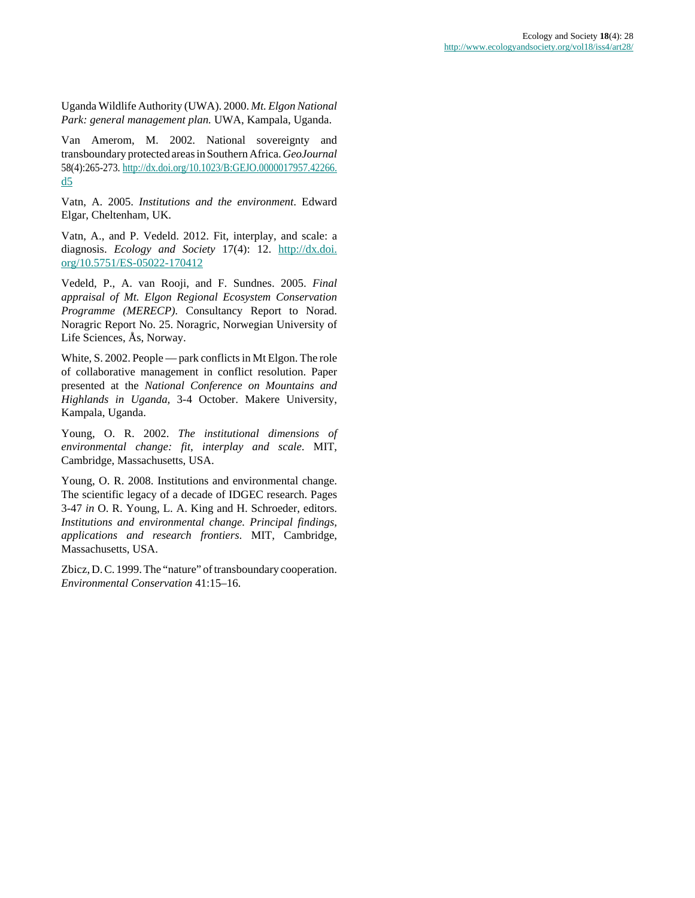Uganda Wildlife Authority (UWA). 2000. *Mt. Elgon National Park: general management plan.* UWA, Kampala, Uganda.

Van Amerom, M. 2002. National sovereignty and transboundary protected areas in Southern Africa. *GeoJournal* 58(4):265-273. http://dx.doi.org/10.1023/B:GEJO.0000017957.42266.d5

Vatn, A. 2005. *Institutions and the environment*. Edward Elgar, Cheltenham, UK.

Vatn, A., and P. Vedeld. 2012. Fit, interplay, and scale: a diagnosis. *Ecology and Society* 17(4): 12. http://dx.doi.org/10.5751/ES-05022-170412

Vedeld, P., A. van Rooji, and F. Sundnes. 2005. *Final appraisal of Mt. Elgon Regional Ecosystem Conservation Programme (MERECP)*. Consultancy Report to Norad. Noragric Report No. 25. Noragric, Norwegian University of Life Sciences, Ås, Norway.

White, S. 2002. People — park conflicts in Mt Elgon. The role of collaborative management in conflict resolution. Paper presented at the *National Conference on Mountains and Highlands in Uganda*, 3-4 October. Makere University, Kampala, Uganda.

Young, O. R. 2002. *The institutional dimensions of environmental change: fit, interplay and scale*. MIT, Cambridge, Massachusetts, USA.

Young, O. R. 2008. Institutions and environmental change. The scientific legacy of a decade of IDGEC research. Pages 3-47 *in* O. R. Young, L. A. King and H. Schroeder, editors. *Institutions and environmental change. Principal findings, applications and research frontiers*. MIT, Cambridge, Massachusetts, USA.

Zbicz, D. C. 1999. The "nature" of transboundary cooperation. *Environmental Conservation* 41:15–16.